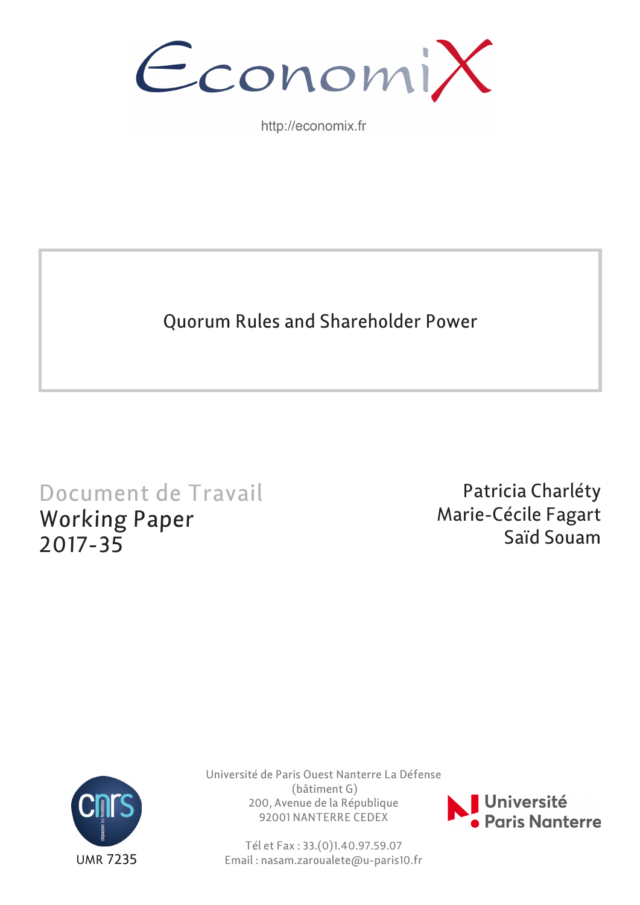EconomiX

http://economix.fr

# Quorum Rules and Shareholder Power

Document de Travail
Working Paper
2017-35

Patricia Charléty
Marie-Cécile Fagart
Saïd Souam

UMR 7235

Université de Paris Ouest Nanterre La Défense
(bâtiment G)
200, Avenue de la République
92001 NANTERRE CEDEX

Tél et Fax : 33.(0)1.40.97.59.07
Email : nasam.zaroualete@u-paris10.fr

Université Paris Nanterre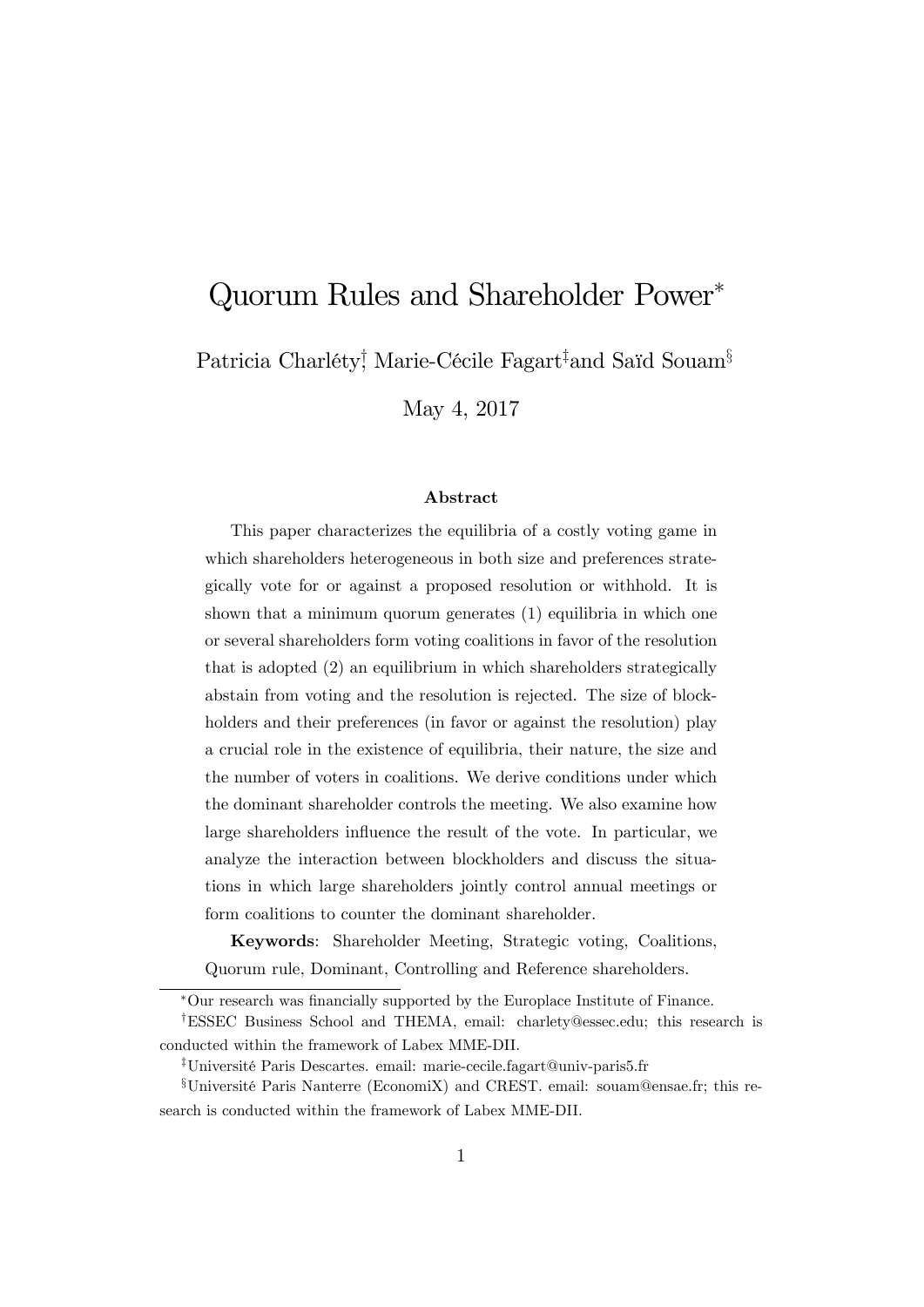# Quorum Rules and Shareholder Power*

Patricia Charléty[†], Marie-Cécile Fagart[‡] and Saïd Souam[§]

May 4, 2017

### Abstract

This paper characterizes the equilibria of a costly voting game in which shareholders heterogeneous in both size and preferences strategically vote for or against a proposed resolution or withhold. It is shown that a minimum quorum generates (1) equilibria in which one or several shareholders form voting coalitions in favor of the resolution that is adopted (2) an equilibrium in which shareholders strategically abstain from voting and the resolution is rejected. The size of blockholders and their preferences (in favor or against the resolution) play a crucial role in the existence of equilibria, their nature, the size and the number of voters in coalitions. We derive conditions under which the dominant shareholder controls the meeting. We also examine how large shareholders influence the result of the vote. In particular, we analyze the interaction between blockholders and discuss the situations in which large shareholders jointly control annual meetings or form coalitions to counter the dominant shareholder.

**Keywords**: Shareholder Meeting, Strategic voting, Coalitions, Quorum rule, Dominant, Controlling and Reference shareholders.

---

*Our research was financially supported by the Europlace Institute of Finance.

[†]ESSEC Business School and THEMA, email: charlety@essec.edu; this research is conducted within the framework of Labex MME-DII.

[‡]Université Paris Descartes. email: marie-cecile.fagart@univ-paris5.fr

[§]Université Paris Nanterre (EconomiX) and CREST. email: souam@ensae.fr; this research is conducted within the framework of Labex MME-DII.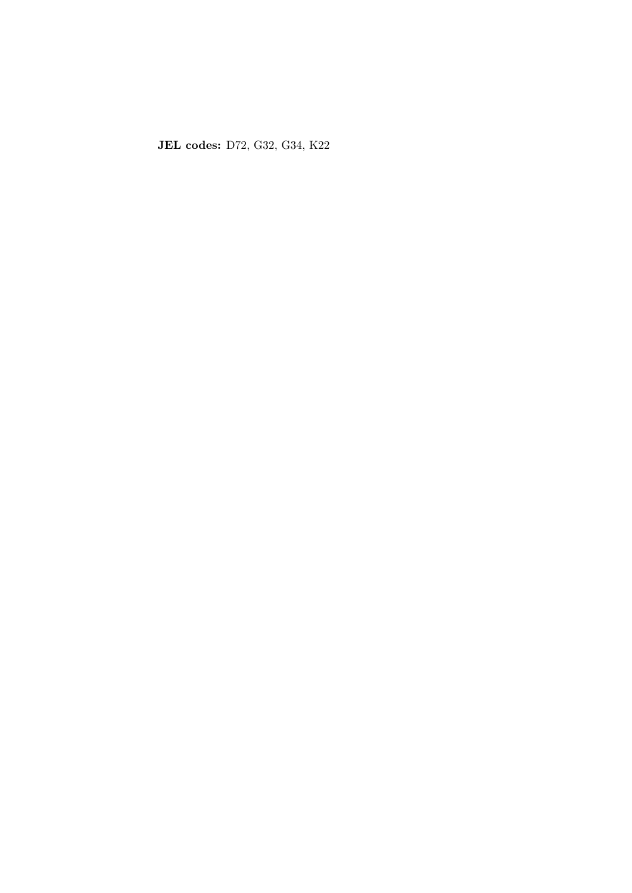**JEL codes:** D72, G32, G34, K22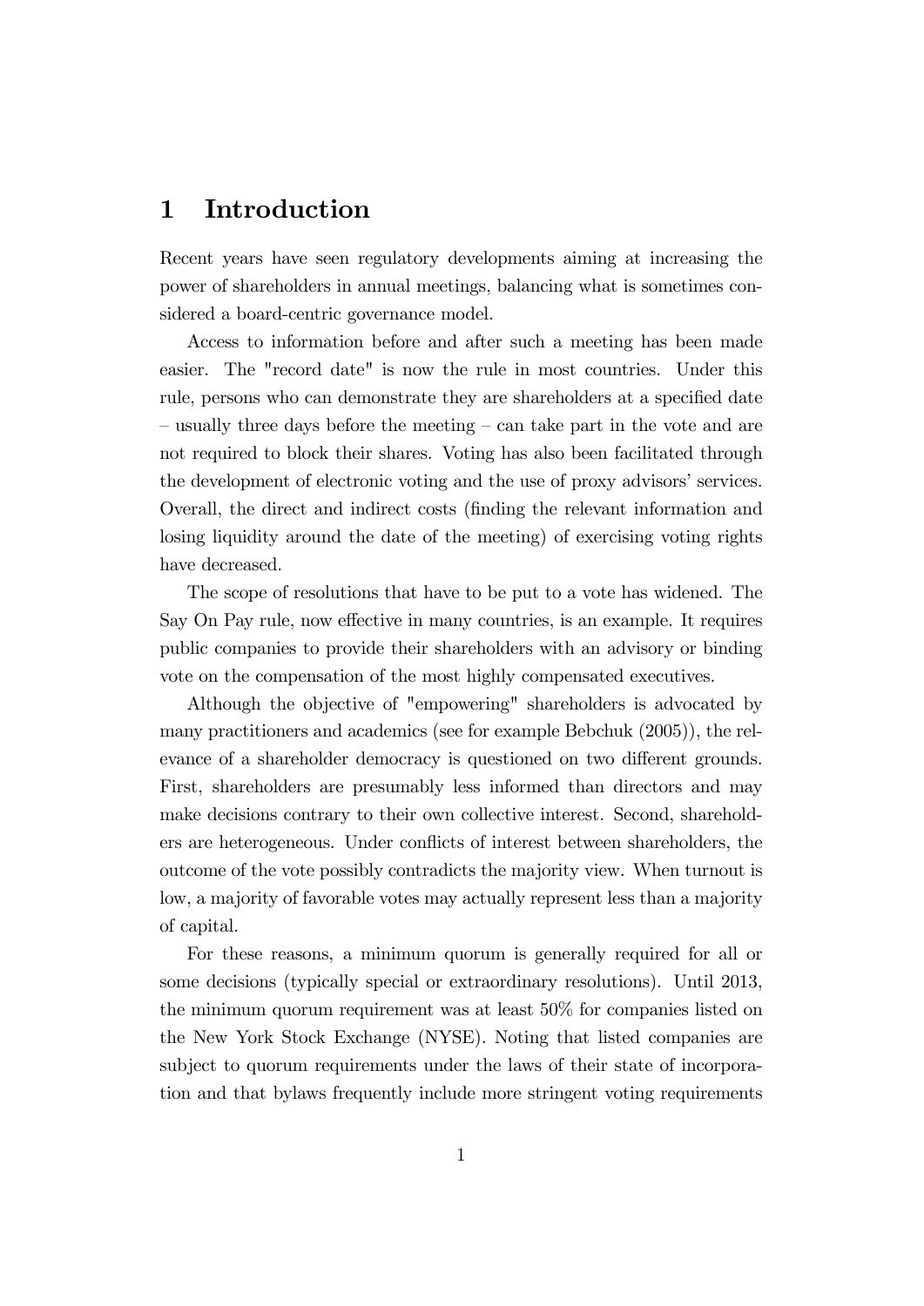# 1 Introduction

Recent years have seen regulatory developments aiming at increasing the power of shareholders in annual meetings, balancing what is sometimes considered a board-centric governance model.

Access to information before and after such a meeting has been made easier. The "record date" is now the rule in most countries. Under this rule, persons who can demonstrate they are shareholders at a specified date – usually three days before the meeting – can take part in the vote and are not required to block their shares. Voting has also been facilitated through the development of electronic voting and the use of proxy advisors' services. Overall, the direct and indirect costs (finding the relevant information and losing liquidity around the date of the meeting) of exercising voting rights have decreased.

The scope of resolutions that have to be put to a vote has widened. The Say On Pay rule, now effective in many countries, is an example. It requires public companies to provide their shareholders with an advisory or binding vote on the compensation of the most highly compensated executives.

Although the objective of "empowering" shareholders is advocated by many practitioners and academics (see for example Bebchuk (2005)), the relevance of a shareholder democracy is questioned on two different grounds. First, shareholders are presumably less informed than directors and may make decisions contrary to their own collective interest. Second, shareholders are heterogeneous. Under conflicts of interest between shareholders, the outcome of the vote possibly contradicts the majority view. When turnout is low, a majority of favorable votes may actually represent less than a majority of capital.

For these reasons, a minimum quorum is generally required for all or some decisions (typically special or extraordinary resolutions). Until 2013, the minimum quorum requirement was at least 50% for companies listed on the New York Stock Exchange (NYSE). Noting that listed companies are subject to quorum requirements under the laws of their state of incorporation and that bylaws frequently include more stringent voting requirements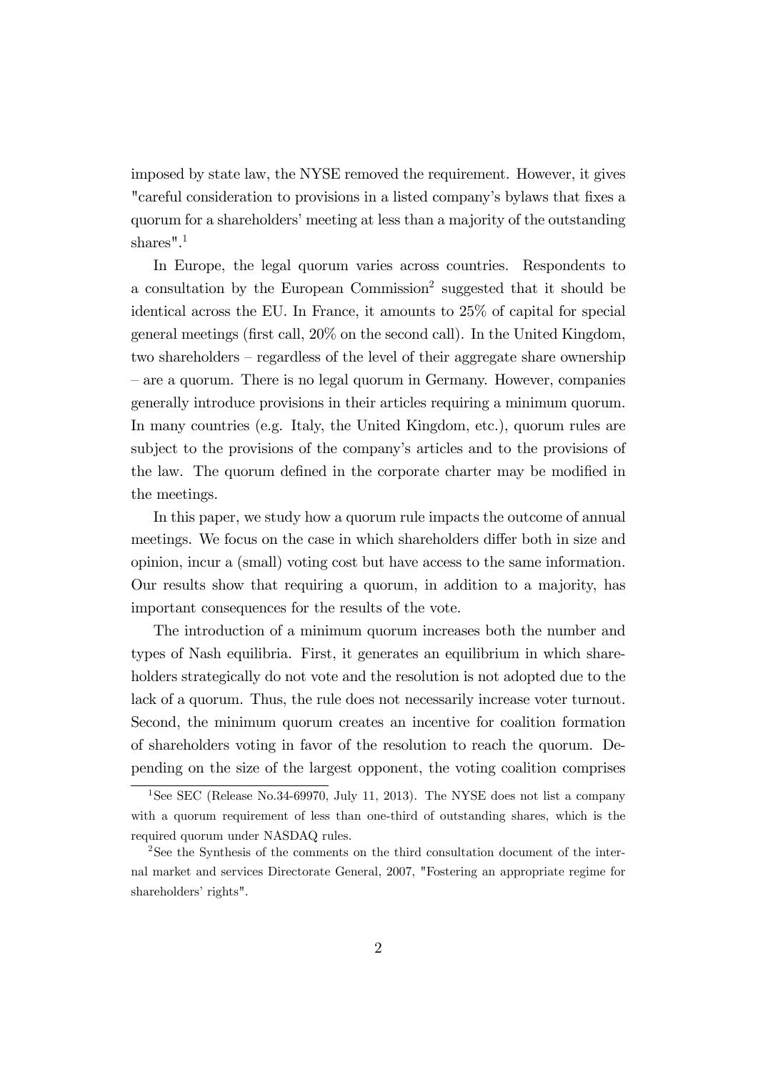imposed by state law, the NYSE removed the requirement. However, it gives "careful consideration to provisions in a listed company's bylaws that fixes a quorum for a shareholders' meeting at less than a majority of the outstanding shares".[1]

In Europe, the legal quorum varies across countries. Respondents to a consultation by the European Commission[2] suggested that it should be identical across the EU. In France, it amounts to 25% of capital for special general meetings (first call, 20% on the second call). In the United Kingdom, two shareholders – regardless of the level of their aggregate share ownership – are a quorum. There is no legal quorum in Germany. However, companies generally introduce provisions in their articles requiring a minimum quorum. In many countries (e.g. Italy, the United Kingdom, etc.), quorum rules are subject to the provisions of the company's articles and to the provisions of the law. The quorum defined in the corporate charter may be modified in the meetings.

In this paper, we study how a quorum rule impacts the outcome of annual meetings. We focus on the case in which shareholders differ both in size and opinion, incur a (small) voting cost but have access to the same information. Our results show that requiring a quorum, in addition to a majority, has important consequences for the results of the vote.

The introduction of a minimum quorum increases both the number and types of Nash equilibria. First, it generates an equilibrium in which shareholders strategically do not vote and the resolution is not adopted due to the lack of a quorum. Thus, the rule does not necessarily increase voter turnout. Second, the minimum quorum creates an incentive for coalition formation of shareholders voting in favor of the resolution to reach the quorum. Depending on the size of the largest opponent, the voting coalition comprises

[1] See SEC (Release No.34-69970, July 11, 2013). The NYSE does not list a company with a quorum requirement of less than one-third of outstanding shares, which is the required quorum under NASDAQ rules.

[2] See the Synthesis of the comments on the third consultation document of the internal market and services Directorate General, 2007, "Fostering an appropriate regime for shareholders' rights".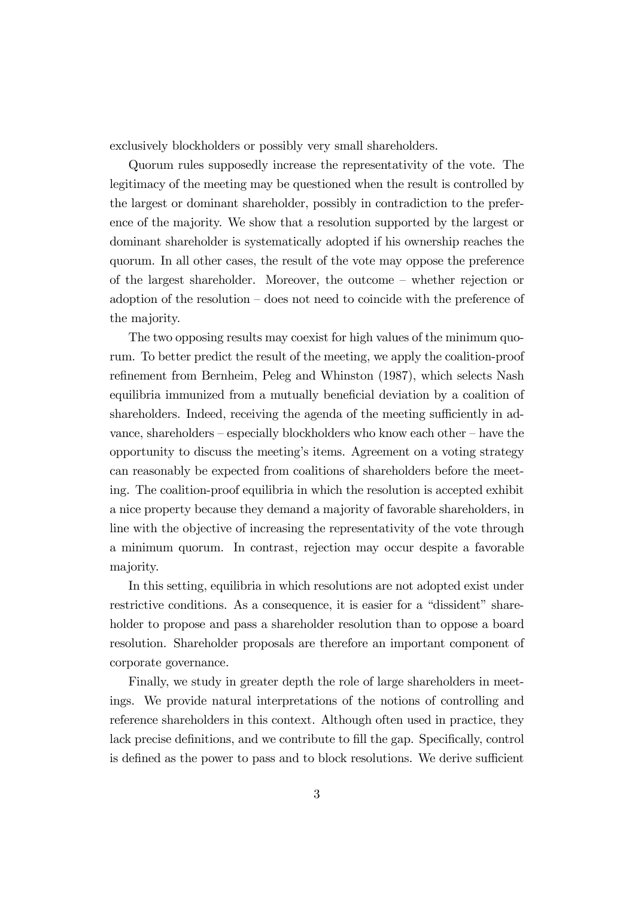exclusively blockholders or possibly very small shareholders.

Quorum rules supposedly increase the representativity of the vote. The legitimacy of the meeting may be questioned when the result is controlled by the largest or dominant shareholder, possibly in contradiction to the preference of the majority. We show that a resolution supported by the largest or dominant shareholder is systematically adopted if his ownership reaches the quorum. In all other cases, the result of the vote may oppose the preference of the largest shareholder. Moreover, the outcome – whether rejection or adoption of the resolution – does not need to coincide with the preference of the majority.

The two opposing results may coexist for high values of the minimum quorum. To better predict the result of the meeting, we apply the coalition-proof refinement from Bernheim, Peleg and Whinston (1987), which selects Nash equilibria immunized from a mutually beneficial deviation by a coalition of shareholders. Indeed, receiving the agenda of the meeting sufficiently in advance, shareholders – especially blockholders who know each other – have the opportunity to discuss the meeting's items. Agreement on a voting strategy can reasonably be expected from coalitions of shareholders before the meeting. The coalition-proof equilibria in which the resolution is accepted exhibit a nice property because they demand a majority of favorable shareholders, in line with the objective of increasing the representativity of the vote through a minimum quorum. In contrast, rejection may occur despite a favorable majority.

In this setting, equilibria in which resolutions are not adopted exist under restrictive conditions. As a consequence, it is easier for a "dissident" shareholder to propose and pass a shareholder resolution than to oppose a board resolution. Shareholder proposals are therefore an important component of corporate governance.

Finally, we study in greater depth the role of large shareholders in meetings. We provide natural interpretations of the notions of controlling and reference shareholders in this context. Although often used in practice, they lack precise definitions, and we contribute to fill the gap. Specifically, control is defined as the power to pass and to block resolutions. We derive sufficient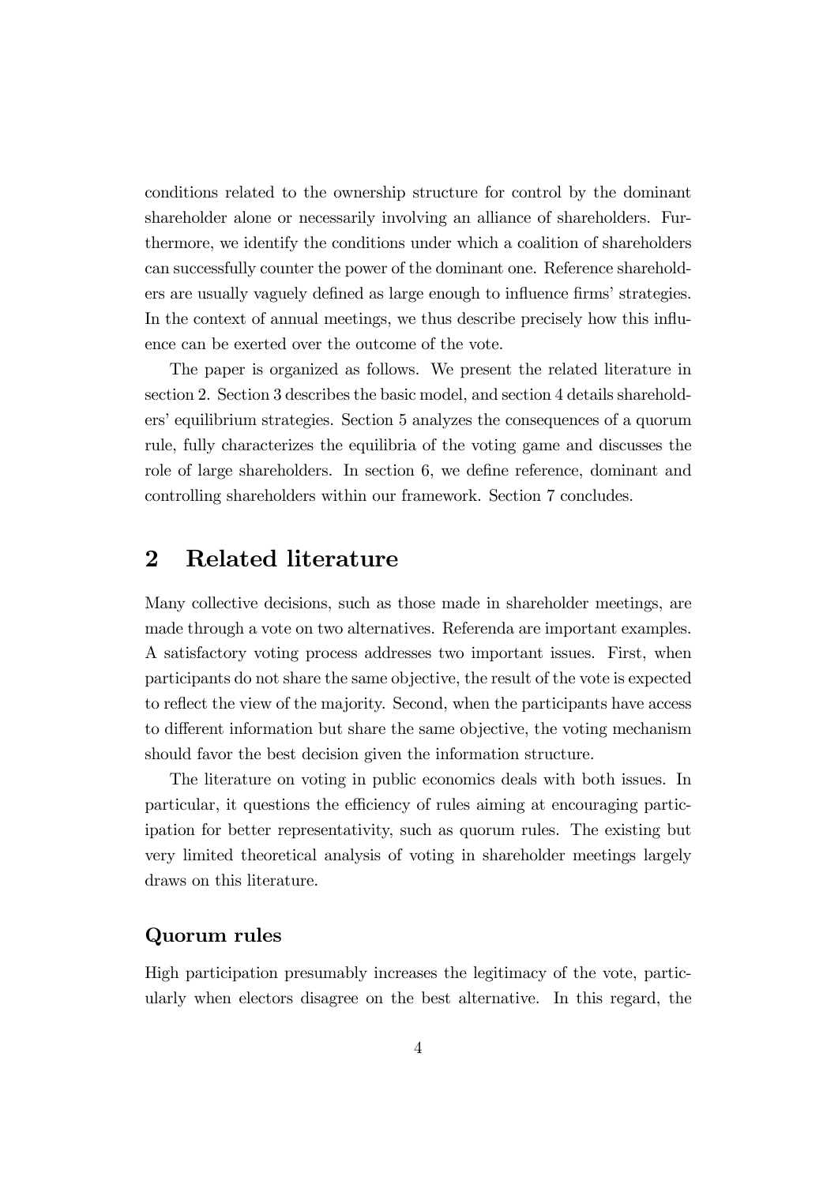conditions related to the ownership structure for control by the dominant shareholder alone or necessarily involving an alliance of shareholders. Furthermore, we identify the conditions under which a coalition of shareholders can successfully counter the power of the dominant one. Reference shareholders are usually vaguely defined as large enough to influence firms' strategies. In the context of annual meetings, we thus describe precisely how this influence can be exerted over the outcome of the vote.

The paper is organized as follows. We present the related literature in section 2. Section 3 describes the basic model, and section 4 details shareholders' equilibrium strategies. Section 5 analyzes the consequences of a quorum rule, fully characterizes the equilibria of the voting game and discusses the role of large shareholders. In section 6, we define reference, dominant and controlling shareholders within our framework. Section 7 concludes.

# 2 Related literature

Many collective decisions, such as those made in shareholder meetings, are made through a vote on two alternatives. Referenda are important examples. A satisfactory voting process addresses two important issues. First, when participants do not share the same objective, the result of the vote is expected to reflect the view of the majority. Second, when the participants have access to different information but share the same objective, the voting mechanism should favor the best decision given the information structure.

The literature on voting in public economics deals with both issues. In particular, it questions the efficiency of rules aiming at encouraging participation for better representativity, such as quorum rules. The existing but very limited theoretical analysis of voting in shareholder meetings largely draws on this literature.

### Quorum rules

High participation presumably increases the legitimacy of the vote, particularly when electors disagree on the best alternative. In this regard, the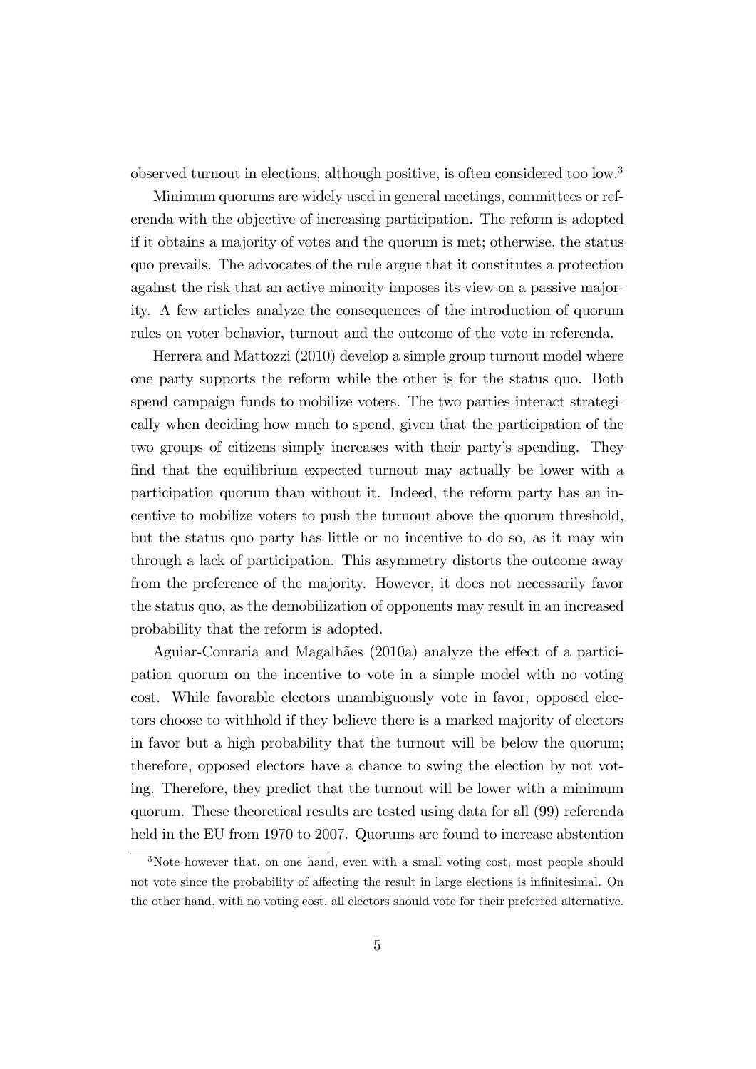observed turnout in elections, although positive, is often considered too low.[3]

Minimum quorums are widely used in general meetings, committees or referenda with the objective of increasing participation. The reform is adopted if it obtains a majority of votes and the quorum is met; otherwise, the status quo prevails. The advocates of the rule argue that it constitutes a protection against the risk that an active minority imposes its view on a passive majority. A few articles analyze the consequences of the introduction of quorum rules on voter behavior, turnout and the outcome of the vote in referenda.

Herrera and Mattozzi (2010) develop a simple group turnout model where one party supports the reform while the other is for the status quo. Both spend campaign funds to mobilize voters. The two parties interact strategically when deciding how much to spend, given that the participation of the two groups of citizens simply increases with their party's spending. They find that the equilibrium expected turnout may actually be lower with a participation quorum than without it. Indeed, the reform party has an incentive to mobilize voters to push the turnout above the quorum threshold, but the status quo party has little or no incentive to do so, as it may win through a lack of participation. This asymmetry distorts the outcome away from the preference of the majority. However, it does not necessarily favor the status quo, as the demobilization of opponents may result in an increased probability that the reform is adopted.

Aguiar-Conraria and Magalhães (2010a) analyze the effect of a participation quorum on the incentive to vote in a simple model with no voting cost. While favorable electors unambiguously vote in favor, opposed electors choose to withhold if they believe there is a marked majority of electors in favor but a high probability that the turnout will be below the quorum; therefore, opposed electors have a chance to swing the election by not voting. Therefore, they predict that the turnout will be lower with a minimum quorum. These theoretical results are tested using data for all (99) referenda held in the EU from 1970 to 2007. Quorums are found to increase abstention

[3] Note however that, on one hand, even with a small voting cost, most people should not vote since the probability of affecting the result in large elections is infinitesimal. On the other hand, with no voting cost, all electors should vote for their preferred alternative.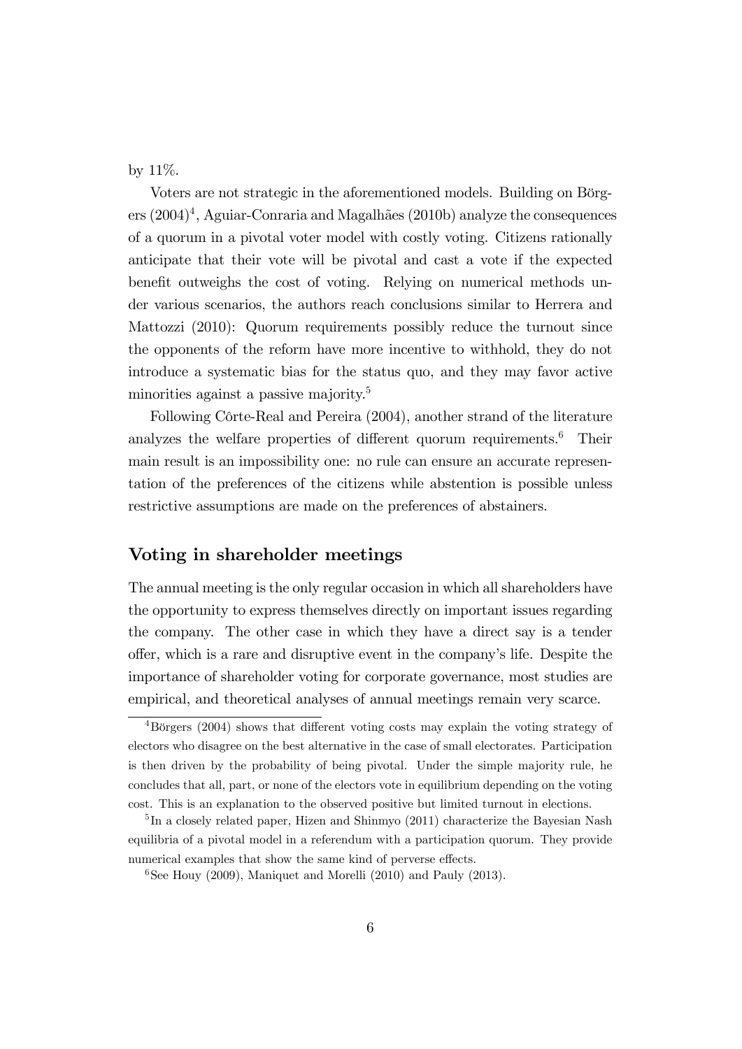by 11%.

Voters are not strategic in the aforementioned models. Building on Börgers (2004)[4], Aguiar-Conraria and Magalhães (2010b) analyze the consequences of a quorum in a pivotal voter model with costly voting. Citizens rationally anticipate that their vote will be pivotal and cast a vote if the expected benefit outweighs the cost of voting. Relying on numerical methods under various scenarios, the authors reach conclusions similar to Herrera and Mattozzi (2010): Quorum requirements possibly reduce the turnout since the opponents of the reform have more incentive to withhold, they do not introduce a systematic bias for the status quo, and they may favor active minorities against a passive majority.[5]

Following Côrte-Real and Pereira (2004), another strand of the literature analyzes the welfare properties of different quorum requirements.[6] Their main result is an impossibility one: no rule can ensure an accurate representation of the preferences of the citizens while abstention is possible unless restrictive assumptions are made on the preferences of abstainers.

## Voting in shareholder meetings

The annual meeting is the only regular occasion in which all shareholders have the opportunity to express themselves directly on important issues regarding the company. The other case in which they have a direct say is a tender offer, which is a rare and disruptive event in the company's life. Despite the importance of shareholder voting for corporate governance, most studies are empirical, and theoretical analyses of annual meetings remain very scarce.

[4] Börgers (2004) shows that different voting costs may explain the voting strategy of electors who disagree on the best alternative in the case of small electorates. Participation is then driven by the probability of being pivotal. Under the simple majority rule, he concludes that all, part, or none of the electors vote in equilibrium depending on the voting cost. This is an explanation to the observed positive but limited turnout in elections.

[5] In a closely related paper, Hizen and Shinmyo (2011) characterize the Bayesian Nash equilibria of a pivotal model in a referendum with a participation quorum. They provide numerical examples that show the same kind of perverse effects.

[6] See Houy (2009), Maniquet and Morelli (2010) and Pauly (2013).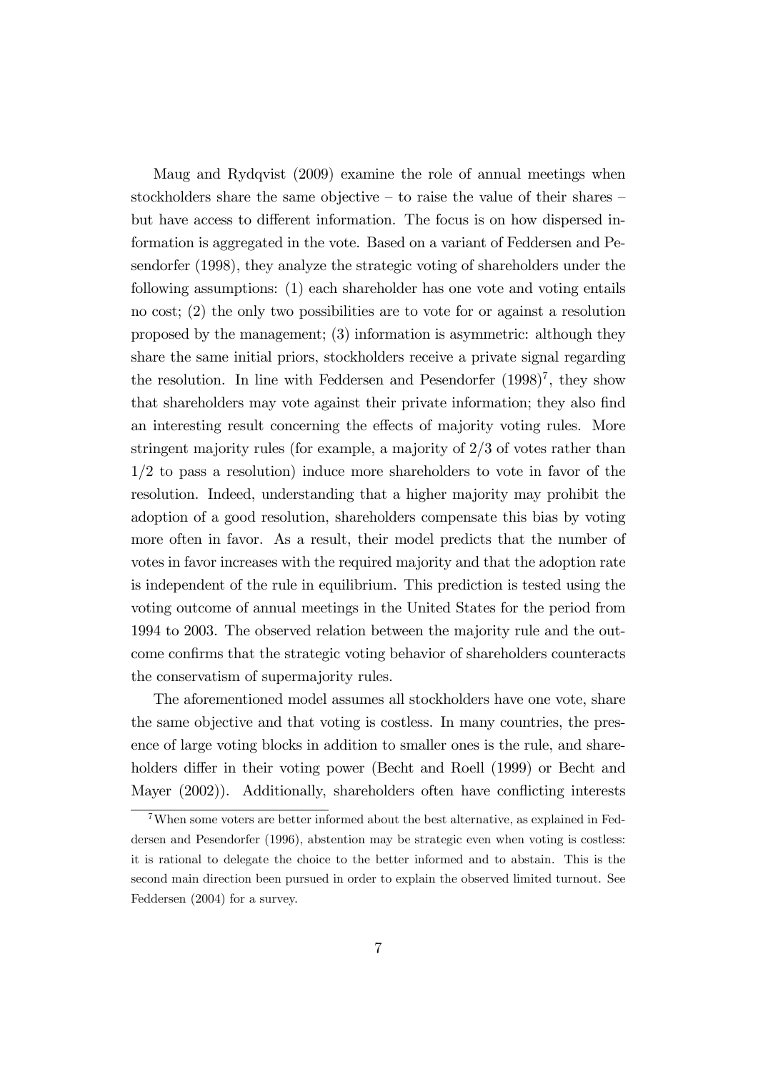Maug and Rydqvist (2009) examine the role of annual meetings when stockholders share the same objective – to raise the value of their shares – but have access to different information. The focus is on how dispersed information is aggregated in the vote. Based on a variant of Feddersen and Pesendorfer (1998), they analyze the strategic voting of shareholders under the following assumptions: (1) each shareholder has one vote and voting entails no cost; (2) the only two possibilities are to vote for or against a resolution proposed by the management; (3) information is asymmetric: although they share the same initial priors, stockholders receive a private signal regarding the resolution. In line with Feddersen and Pesendorfer (1998)[7], they show that shareholders may vote against their private information; they also find an interesting result concerning the effects of majority voting rules. More stringent majority rules (for example, a majority of 2/3 of votes rather than 1/2 to pass a resolution) induce more shareholders to vote in favor of the resolution. Indeed, understanding that a higher majority may prohibit the adoption of a good resolution, shareholders compensate this bias by voting more often in favor. As a result, their model predicts that the number of votes in favor increases with the required majority and that the adoption rate is independent of the rule in equilibrium. This prediction is tested using the voting outcome of annual meetings in the United States for the period from 1994 to 2003. The observed relation between the majority rule and the outcome confirms that the strategic voting behavior of shareholders counteracts the conservatism of supermajority rules.

The aforementioned model assumes all stockholders have one vote, share the same objective and that voting is costless. In many countries, the presence of large voting blocks in addition to smaller ones is the rule, and shareholders differ in their voting power (Becht and Roell (1999) or Becht and Mayer (2002)). Additionally, shareholders often have conflicting interests

[7] When some voters are better informed about the best alternative, as explained in Feddersen and Pesendorfer (1996), abstention may be strategic even when voting is costless: it is rational to delegate the choice to the better informed and to abstain. This is the second main direction been pursued in order to explain the observed limited turnout. See Feddersen (2004) for a survey.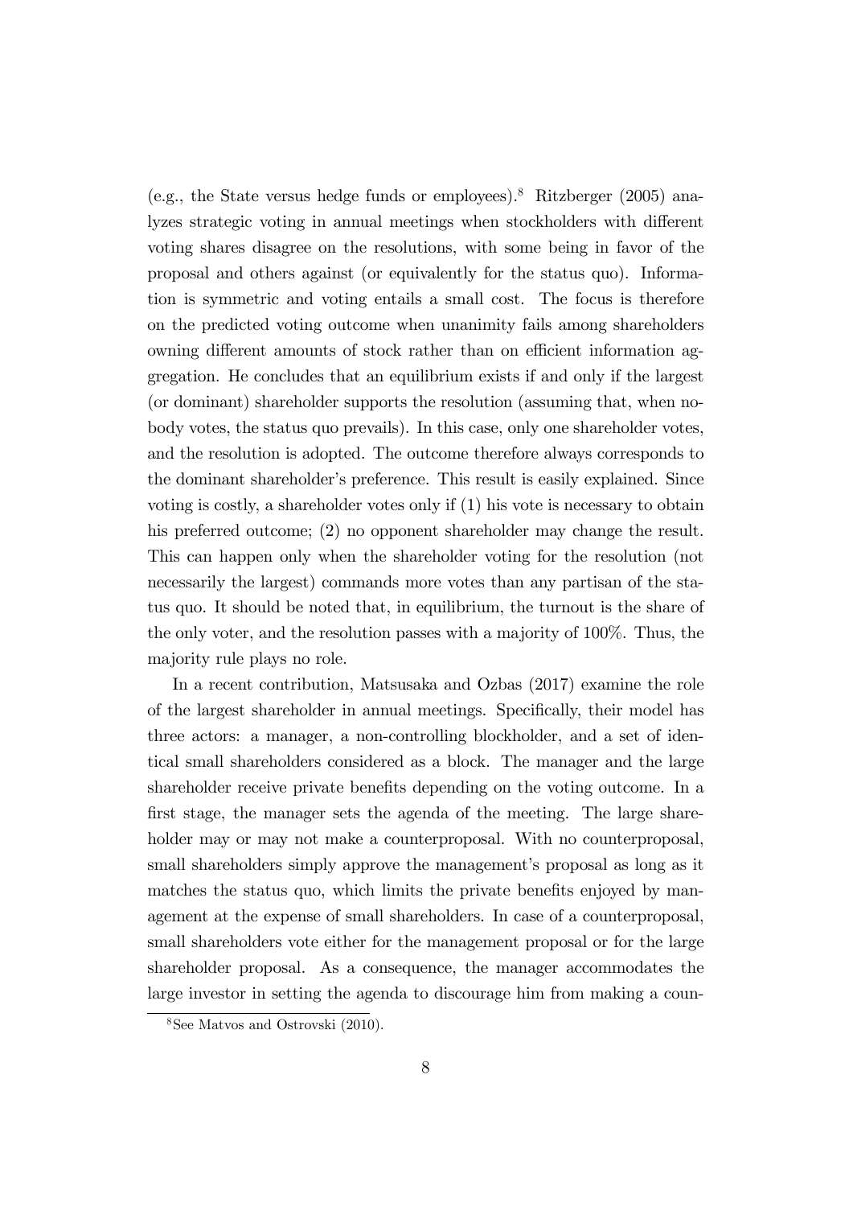(e.g., the State versus hedge funds or employees).[8] Ritzberger (2005) analyzes strategic voting in annual meetings when stockholders with different voting shares disagree on the resolutions, with some being in favor of the proposal and others against (or equivalently for the status quo). Information is symmetric and voting entails a small cost. The focus is therefore on the predicted voting outcome when unanimity fails among shareholders owning different amounts of stock rather than on efficient information aggregation. He concludes that an equilibrium exists if and only if the largest (or dominant) shareholder supports the resolution (assuming that, when nobody votes, the status quo prevails). In this case, only one shareholder votes, and the resolution is adopted. The outcome therefore always corresponds to the dominant shareholder's preference. This result is easily explained. Since voting is costly, a shareholder votes only if (1) his vote is necessary to obtain his preferred outcome; (2) no opponent shareholder may change the result. This can happen only when the shareholder voting for the resolution (not necessarily the largest) commands more votes than any partisan of the status quo. It should be noted that, in equilibrium, the turnout is the share of the only voter, and the resolution passes with a majority of 100%. Thus, the majority rule plays no role.

In a recent contribution, Matsusaka and Ozbas (2017) examine the role of the largest shareholder in annual meetings. Specifically, their model has three actors: a manager, a non-controlling blockholder, and a set of identical small shareholders considered as a block. The manager and the large shareholder receive private benefits depending on the voting outcome. In a first stage, the manager sets the agenda of the meeting. The large shareholder may or may not make a counterproposal. With no counterproposal, small shareholders simply approve the management's proposal as long as it matches the status quo, which limits the private benefits enjoyed by management at the expense of small shareholders. In case of a counterproposal, small shareholders vote either for the management proposal or for the large shareholder proposal. As a consequence, the manager accommodates the large investor in setting the agenda to discourage him from making a coun-

[8] See Matvos and Ostrovski (2010).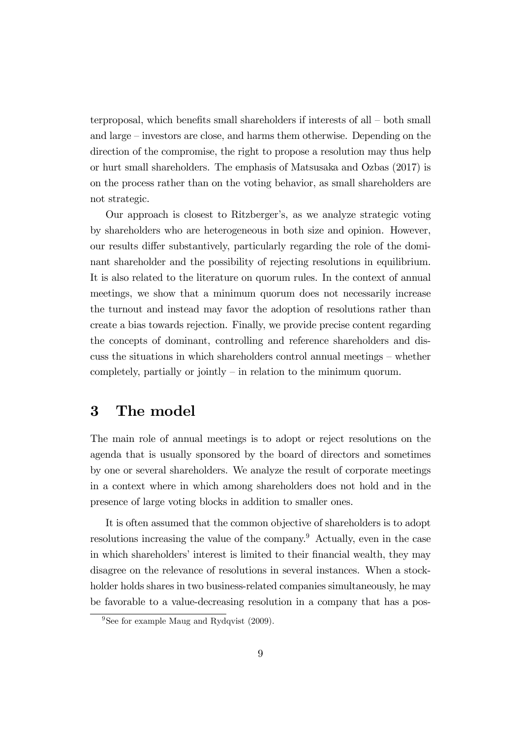terproposal, which benefits small shareholders if interests of all – both small and large – investors are close, and harms them otherwise. Depending on the direction of the compromise, the right to propose a resolution may thus help or hurt small shareholders. The emphasis of Matsusaka and Ozbas (2017) is on the process rather than on the voting behavior, as small shareholders are not strategic.

Our approach is closest to Ritzberger's, as we analyze strategic voting by shareholders who are heterogeneous in both size and opinion. However, our results differ substantively, particularly regarding the role of the dominant shareholder and the possibility of rejecting resolutions in equilibrium. It is also related to the literature on quorum rules. In the context of annual meetings, we show that a minimum quorum does not necessarily increase the turnout and instead may favor the adoption of resolutions rather than create a bias towards rejection. Finally, we provide precise content regarding the concepts of dominant, controlling and reference shareholders and discuss the situations in which shareholders control annual meetings – whether completely, partially or jointly – in relation to the minimum quorum.

# 3 The model

The main role of annual meetings is to adopt or reject resolutions on the agenda that is usually sponsored by the board of directors and sometimes by one or several shareholders. We analyze the result of corporate meetings in a context where in which among shareholders does not hold and in the presence of large voting blocks in addition to smaller ones.

It is often assumed that the common objective of shareholders is to adopt resolutions increasing the value of the company.[9] Actually, even in the case in which shareholders' interest is limited to their financial wealth, they may disagree on the relevance of resolutions in several instances. When a stockholder holds shares in two business-related companies simultaneously, he may be favorable to a value-decreasing resolution in a company that has a pos-

[9] See for example Maug and Rydqvist (2009).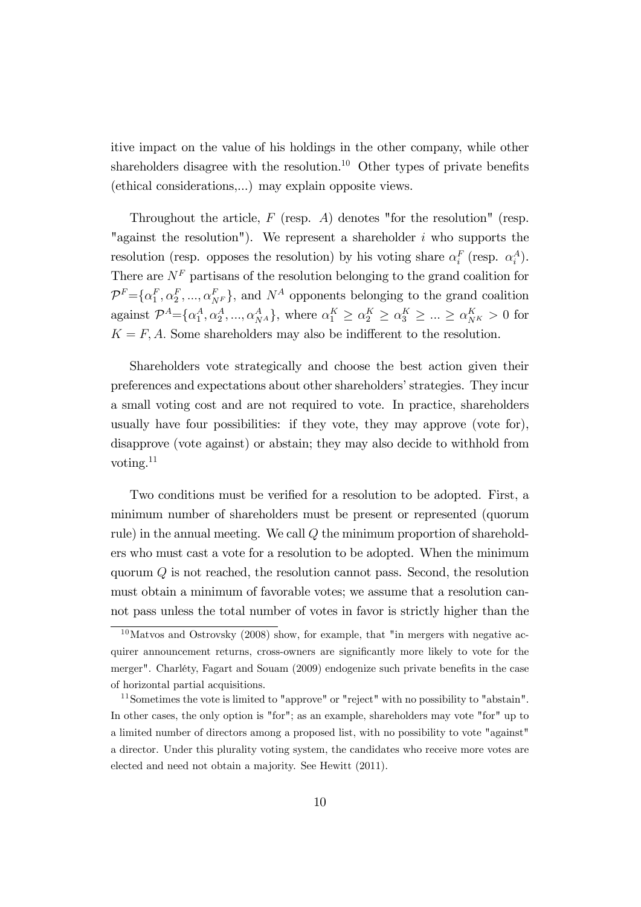itive impact on the value of his holdings in the other company, while other shareholders disagree with the resolution.[10] Other types of private benefits (ethical considerations,...) may explain opposite views.

Throughout the article, $F$ (resp. $A$) denotes "for the resolution" (resp. "against the resolution"). We represent a shareholder $i$ who supports the resolution (resp. opposes the resolution) by his voting share $\alpha_i^F$ (resp. $\alpha_i^A$). There are $N^F$ partisans of the resolution belonging to the grand coalition for $\mathcal{P}^F = \{\alpha_1^F, \alpha_2^F, ..., \alpha_{N^F}^F\}$, and $N^A$ opponents belonging to the grand coalition against $\mathcal{P}^A = \{\alpha_1^A, \alpha_2^A, ..., \alpha_{N^A}^A\}$, where $\alpha_1^K \geq \alpha_2^K \geq \alpha_3^K \geq ... \geq \alpha_{N^K}^K > 0$ for $K = F, A$. Some shareholders may also be indifferent to the resolution.

Shareholders vote strategically and choose the best action given their preferences and expectations about other shareholders' strategies. They incur a small voting cost and are not required to vote. In practice, shareholders usually have four possibilities: if they vote, they may approve (vote for), disapprove (vote against) or abstain; they may also decide to withhold from voting.[11]

Two conditions must be verified for a resolution to be adopted. First, a minimum number of shareholders must be present or represented (quorum rule) in the annual meeting. We call $Q$ the minimum proportion of shareholders who must cast a vote for a resolution to be adopted. When the minimum quorum $Q$ is not reached, the resolution cannot pass. Second, the resolution must obtain a minimum of favorable votes; we assume that a resolution cannot pass unless the total number of votes in favor is strictly higher than the

[10] Matvos and Ostrovsky (2008) show, for example, that "in mergers with negative acquirer announcement returns, cross-owners are significantly more likely to vote for the merger". Charléty, Fagart and Souam (2009) endogenize such private benefits in the case of horizontal partial acquisitions.

[11] Sometimes the vote is limited to "approve" or "reject" with no possibility to "abstain". In other cases, the only option is "for"; as an example, shareholders may vote "for" up to a limited number of directors among a proposed list, with no possibility to vote "against" a director. Under this plurality voting system, the candidates who receive more votes are elected and need not obtain a majority. See Hewitt (2011).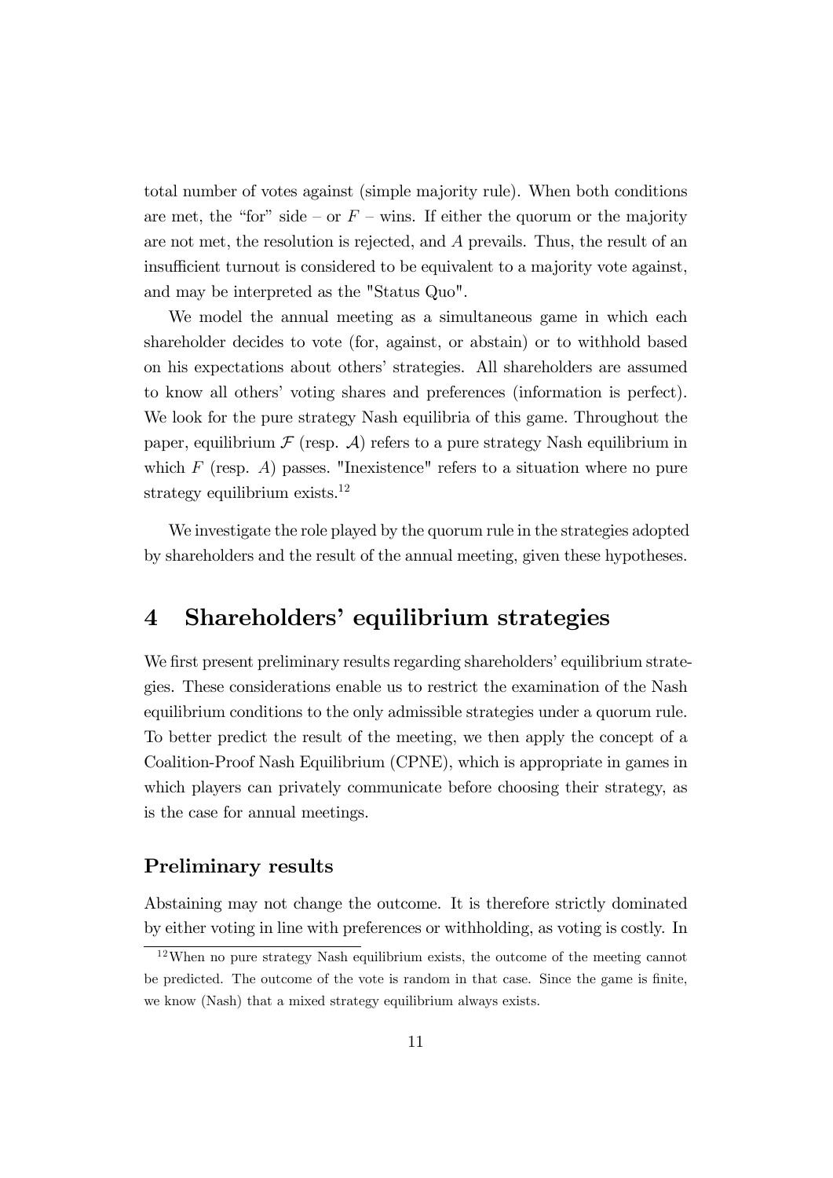total number of votes against (simple majority rule). When both conditions are met, the "for" side – or $F$ – wins. If either the quorum or the majority are not met, the resolution is rejected, and $A$ prevails. Thus, the result of an insufficient turnout is considered to be equivalent to a majority vote against, and may be interpreted as the "Status Quo".

We model the annual meeting as a simultaneous game in which each shareholder decides to vote (for, against, or abstain) or to withhold based on his expectations about others' strategies. All shareholders are assumed to know all others' voting shares and preferences (information is perfect). We look for the pure strategy Nash equilibria of this game. Throughout the paper, equilibrium $\mathcal{F}$ (resp. $\mathcal{A}$) refers to a pure strategy Nash equilibrium in which $F$ (resp. $A$) passes. "Inexistence" refers to a situation where no pure strategy equilibrium exists.[12]

We investigate the role played by the quorum rule in the strategies adopted by shareholders and the result of the annual meeting, given these hypotheses.

# 4 Shareholders' equilibrium strategies

We first present preliminary results regarding shareholders' equilibrium strategies. These considerations enable us to restrict the examination of the Nash equilibrium conditions to the only admissible strategies under a quorum rule. To better predict the result of the meeting, we then apply the concept of a Coalition-Proof Nash Equilibrium (CPNE), which is appropriate in games in which players can privately communicate before choosing their strategy, as is the case for annual meetings.

### Preliminary results

Abstaining may not change the outcome. It is therefore strictly dominated by either voting in line with preferences or withholding, as voting is costly. In

[12] When no pure strategy Nash equilibrium exists, the outcome of the meeting cannot be predicted. The outcome of the vote is random in that case. Since the game is finite, we know (Nash) that a mixed strategy equilibrium always exists.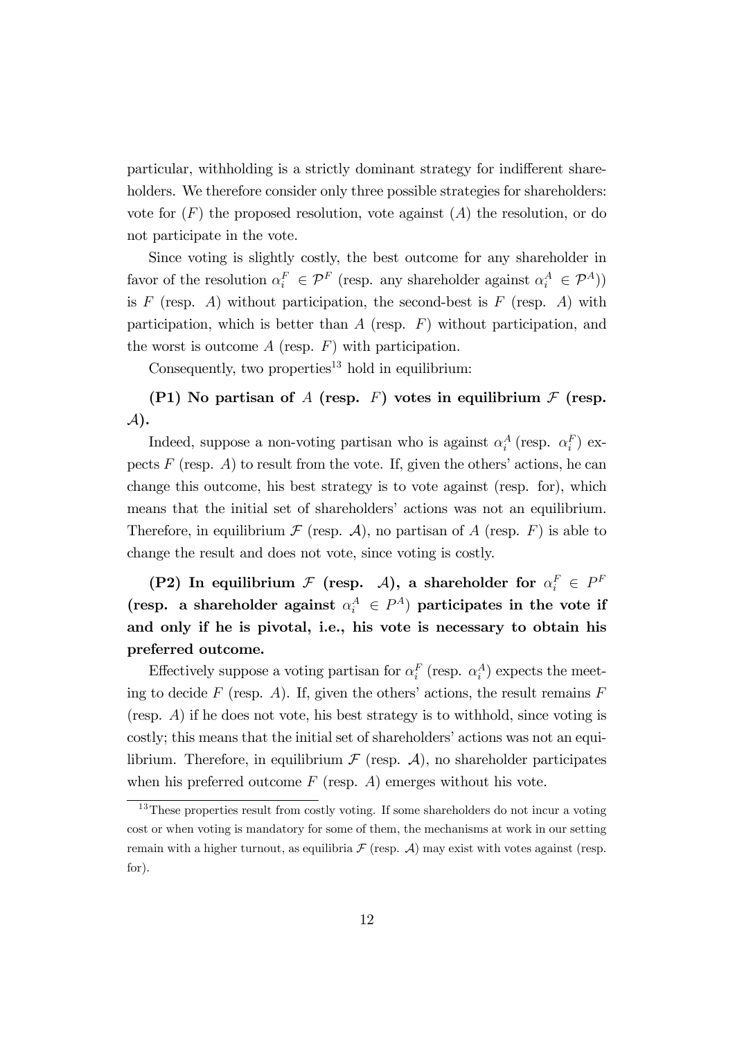particular, withholding is a strictly dominant strategy for indifferent shareholders. We therefore consider only three possible strategies for shareholders: vote for $(F)$ the proposed resolution, vote against $(A)$ the resolution, or do not participate in the vote.

Since voting is slightly costly, the best outcome for any shareholder in favor of the resolution $\alpha_i^F \in \mathcal{P}^F$ (resp. any shareholder against $\alpha_i^A \in \mathcal{P}^A$)) is $F$ (resp. $A$) without participation, the second-best is $F$ (resp. $A$) with participation, which is better than $A$ (resp. $F$) without participation, and the worst is outcome $A$ (resp. $F$) with participation.

Consequently, two properties[13] hold in equilibrium:

**(P1) No partisan of $A$ (resp. $F$) votes in equilibrium $\mathcal{F}$ (resp. $\mathcal{A}$).**

Indeed, suppose a non-voting partisan who is against $\alpha_i^A$ (resp. $\alpha_i^F$) expects $F$ (resp. $A$) to result from the vote. If, given the others' actions, he can change this outcome, his best strategy is to vote against (resp. for), which means that the initial set of shareholders' actions was not an equilibrium. Therefore, in equilibrium $\mathcal{F}$ (resp. $\mathcal{A}$), no partisan of $A$ (resp. $F$) is able to change the result and does not vote, since voting is costly.

**(P2) In equilibrium $\mathcal{F}$ (resp. $\mathcal{A}$), a shareholder for $\alpha_i^F \in P^F$ (resp. a shareholder against $\alpha_i^A \in P^A$) participates in the vote if and only if he is pivotal, i.e., his vote is necessary to obtain his preferred outcome.**

Effectively suppose a voting partisan for $\alpha_i^F$ (resp. $\alpha_i^A$) expects the meeting to decide $F$ (resp. $A$). If, given the others' actions, the result remains $F$ (resp. $A$) if he does not vote, his best strategy is to withhold, since voting is costly; this means that the initial set of shareholders' actions was not an equilibrium. Therefore, in equilibrium $\mathcal{F}$ (resp. $\mathcal{A}$), no shareholder participates when his preferred outcome $F$ (resp. $A$) emerges without his vote.

[13] These properties result from costly voting. If some shareholders do not incur a voting cost or when voting is mandatory for some of them, the mechanisms at work in our setting remain with a higher turnout, as equilibria $\mathcal{F}$ (resp. $\mathcal{A}$) may exist with votes against (resp. for).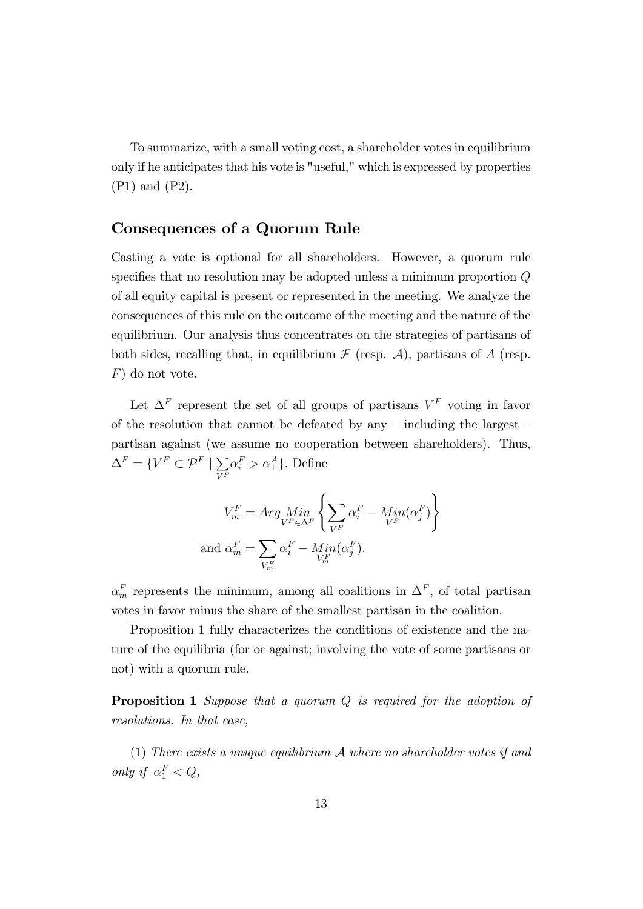To summarize, with a small voting cost, a shareholder votes in equilibrium only if he anticipates that his vote is "useful," which is expressed by properties (P1) and (P2).

## Consequences of a Quorum Rule

Casting a vote is optional for all shareholders. However, a quorum rule specifies that no resolution may be adopted unless a minimum proportion $Q$ of all equity capital is present or represented in the meeting. We analyze the consequences of this rule on the outcome of the meeting and the nature of the equilibrium. Our analysis thus concentrates on the strategies of partisans of both sides, recalling that, in equilibrium $\mathcal{F}$ (resp. $\mathcal{A}$), partisans of $A$ (resp. $F$) do not vote.

Let $\Delta^F$ represent the set of all groups of partisans $V^F$ voting in favor of the resolution that cannot be defeated by any – including the largest – partisan against (we assume no cooperation between shareholders). Thus, $\Delta^F = \{V^F \subset \mathcal{P}^F \mid \sum_{V^F} \alpha_i^F > \alpha_1^A\}$. Define

$$V_m^F = Arg \underset{V^F \in \Delta^F}{Min} \left\{ \sum_{V^F} \alpha_i^F - \underset{V^F}{Min}(\alpha_j^F) \right\}$$

$$\text{and } \alpha_m^F = \sum_{V_m^F} \alpha_i^F - \underset{V_m^F}{Min}(\alpha_j^F).$$

$\alpha_m^F$ represents the minimum, among all coalitions in $\Delta^F$, of total partisan votes in favor minus the share of the smallest partisan in the coalition.

Proposition 1 fully characterizes the conditions of existence and the nature of the equilibria (for or against; involving the vote of some partisans or not) with a quorum rule.

**Proposition 1** *Suppose that a quorum $Q$ is required for the adoption of resolutions. In that case,*

(1) *There exists a unique equilibrium $\mathcal{A}$ where no shareholder votes if and only if $\alpha_1^F < Q$,*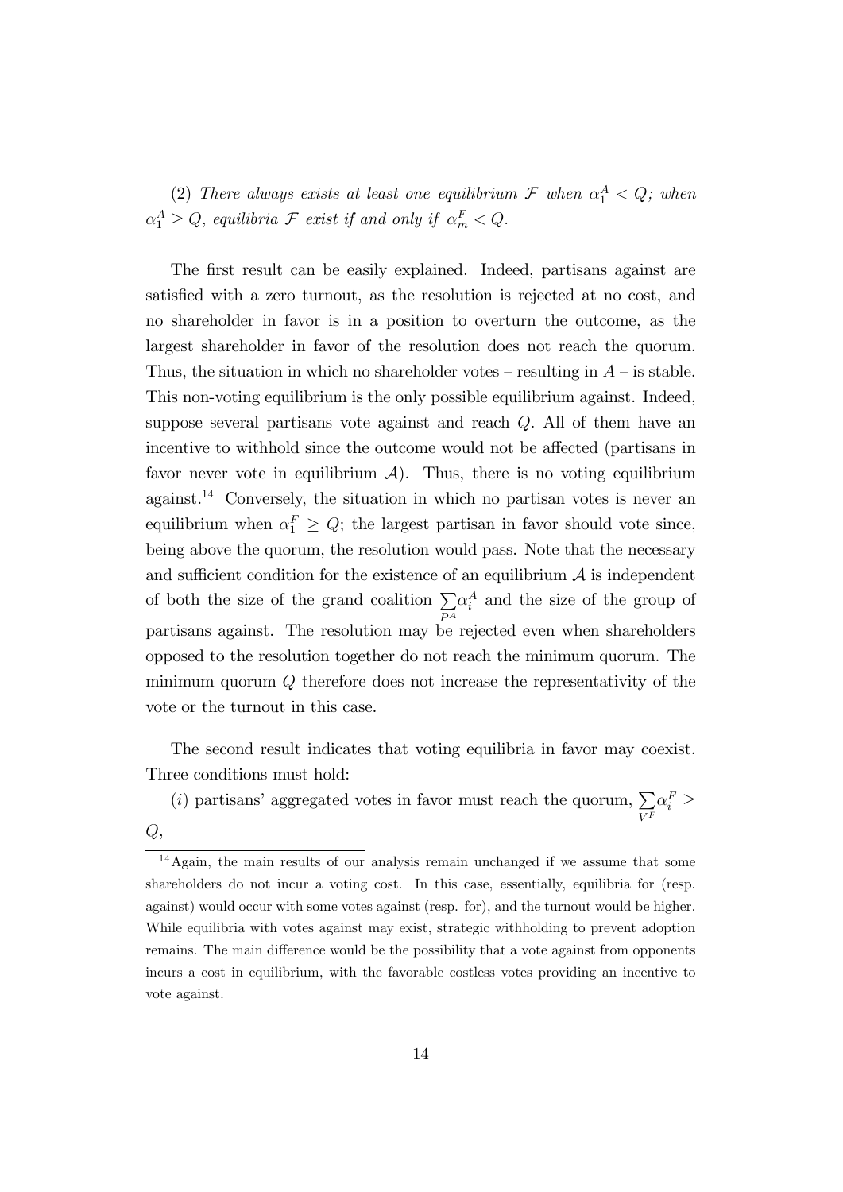(2) *There always exists at least one equilibrium* $\mathcal{F}$ *when* $\alpha_1^A < Q$*; when* $\alpha_1^A \geq Q$*, equilibria* $\mathcal{F}$ *exist if and only if* $\alpha_m^F < Q$.

The first result can be easily explained. Indeed, partisans against are satisfied with a zero turnout, as the resolution is rejected at no cost, and no shareholder in favor is in a position to overturn the outcome, as the largest shareholder in favor of the resolution does not reach the quorum. Thus, the situation in which no shareholder votes – resulting in $A$ – is stable. This non-voting equilibrium is the only possible equilibrium against. Indeed, suppose several partisans vote against and reach $Q$. All of them have an incentive to withhold since the outcome would not be affected (partisans in favor never vote in equilibrium $\mathcal{A}$). Thus, there is no voting equilibrium against.[14] Conversely, the situation in which no partisan votes is never an equilibrium when $\alpha_1^F \geq Q$; the largest partisan in favor should vote since, being above the quorum, the resolution would pass. Note that the necessary and sufficient condition for the existence of an equilibrium $\mathcal{A}$ is independent of both the size of the grand coalition $\sum_{P^A} \alpha_i^A$ and the size of the group of partisans against. The resolution may be rejected even when shareholders opposed to the resolution together do not reach the minimum quorum. The minimum quorum $Q$ therefore does not increase the representativity of the vote or the turnout in this case.

The second result indicates that voting equilibria in favor may coexist. Three conditions must hold:

($i$) partisans' aggregated votes in favor must reach the quorum, $\sum_{V^F} \alpha_i^F \geq Q$,

[14] Again, the main results of our analysis remain unchanged if we assume that some shareholders do not incur a voting cost. In this case, essentially, equilibria for (resp. against) would occur with some votes against (resp. for), and the turnout would be higher. While equilibria with votes against may exist, strategic withholding to prevent adoption remains. The main difference would be the possibility that a vote against from opponents incurs a cost in equilibrium, with the favorable costless votes providing an incentive to vote against.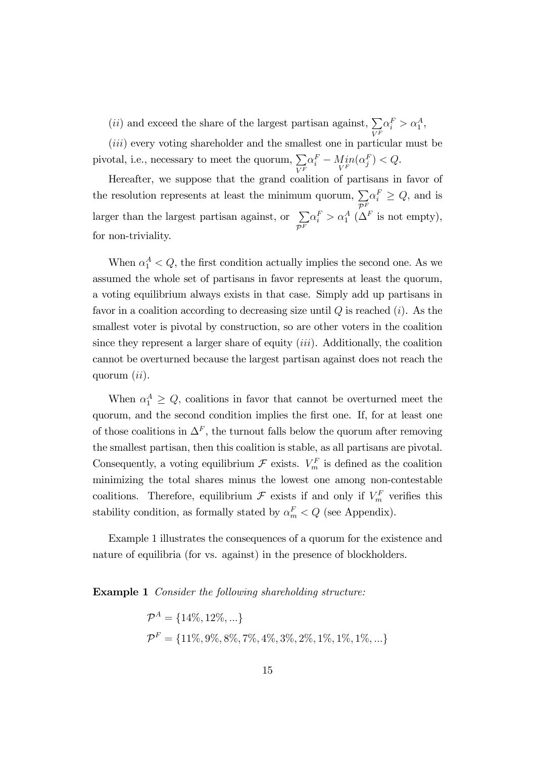(*ii*) and exceed the share of the largest partisan against, $\sum_{V^F} \alpha_i^F > \alpha_1^A$,

(*iii*) every voting shareholder and the smallest one in particular must be pivotal, i.e., necessary to meet the quorum, $\sum_{V^F} \alpha_i^F - \underset{V^F}{Min}(\alpha_j^F) < Q$.

Hereafter, we suppose that the grand coalition of partisans in favor of the resolution represents at least the minimum quorum, $\sum_{\mathcal{P}^F} \alpha_i^F \geq Q$, and is larger than the largest partisan against, or $\sum_{\mathcal{P}^F} \alpha_i^F > \alpha_1^A$ ($\Delta^F$ is not empty), for non-triviality.

When $\alpha_1^A < Q$, the first condition actually implies the second one. As we assumed the whole set of partisans in favor represents at least the quorum, a voting equilibrium always exists in that case. Simply add up partisans in favor in a coalition according to decreasing size until $Q$ is reached (*i*). As the smallest voter is pivotal by construction, so are other voters in the coalition since they represent a larger share of equity (*iii*). Additionally, the coalition cannot be overturned because the largest partisan against does not reach the quorum (*ii*).

When $\alpha_1^A \geq Q$, coalitions in favor that cannot be overturned meet the quorum, and the second condition implies the first one. If, for at least one of those coalitions in $\Delta^F$, the turnout falls below the quorum after removing the smallest partisan, then this coalition is stable, as all partisans are pivotal. Consequently, a voting equilibrium $\mathcal{F}$ exists. $V_m^F$ is defined as the coalition minimizing the total shares minus the lowest one among non-contestable coalitions. Therefore, equilibrium $\mathcal{F}$ exists if and only if $V_m^F$ verifies this stability condition, as formally stated by $\alpha_m^F < Q$ (see Appendix).

Example 1 illustrates the consequences of a quorum for the existence and nature of equilibria (for vs. against) in the presence of blockholders.

**Example 1** *Consider the following shareholding structure:*

$$\mathcal{P}^A = \{14\%, 12\%, ...\}$$
$$\mathcal{P}^F = \{11\%, 9\%, 8\%, 7\%, 4\%, 3\%, 2\%, 1\%, 1\%, 1\%, ...\}$$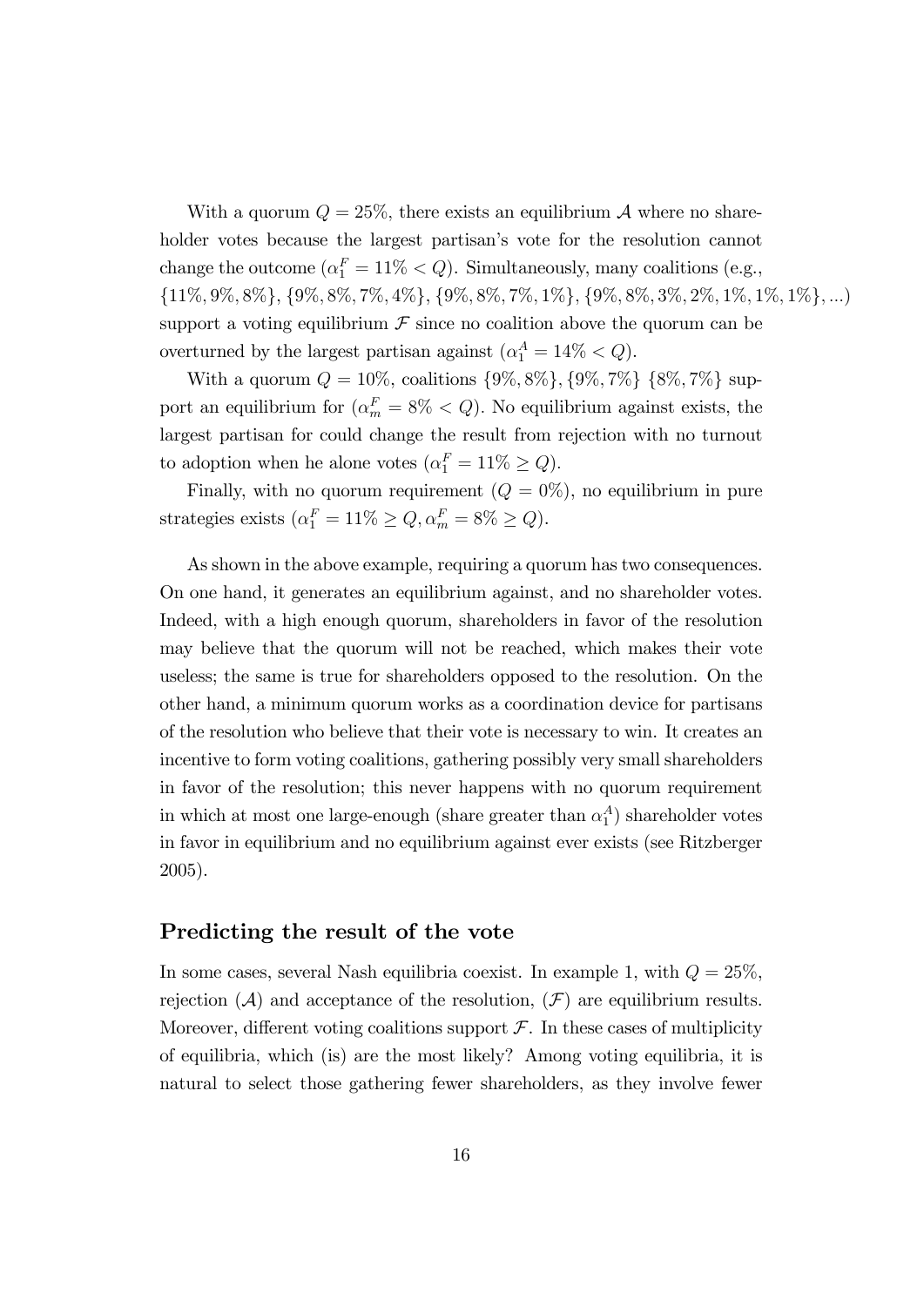With a quorum $Q = 25\%$, there exists an equilibrium $\mathcal{A}$ where no shareholder votes because the largest partisan's vote for the resolution cannot change the outcome ($\alpha_1^F = 11\% < Q$). Simultaneously, many coalitions (e.g., $\{11\%, 9\%, 8\%\}$, $\{9\%, 8\%, 7\%, 4\%\}$, $\{9\%, 8\%, 7\%, 1\%\}$, $\{9\%, 8\%, 3\%, 2\%, 1\%, 1\%, 1\%\}, ...$) support a voting equilibrium $\mathcal{F}$ since no coalition above the quorum can be overturned by the largest partisan against ($\alpha_1^A = 14\% < Q$).

With a quorum $Q = 10\%$, coalitions $\{9\%, 8\%\}, \{9\%, 7\%\}$ $\{8\%, 7\%\}$ support an equilibrium for ($\alpha_m^F = 8\% < Q$). No equilibrium against exists, the largest partisan for could change the result from rejection with no turnout to adoption when he alone votes ($\alpha_1^F = 11\% \geq Q$).

Finally, with no quorum requirement ($Q = 0\%$), no equilibrium in pure strategies exists ($\alpha_1^F = 11\% \geq Q, \alpha_m^F = 8\% \geq Q$).

As shown in the above example, requiring a quorum has two consequences. On one hand, it generates an equilibrium against, and no shareholder votes. Indeed, with a high enough quorum, shareholders in favor of the resolution may believe that the quorum will not be reached, which makes their vote useless; the same is true for shareholders opposed to the resolution. On the other hand, a minimum quorum works as a coordination device for partisans of the resolution who believe that their vote is necessary to win. It creates an incentive to form voting coalitions, gathering possibly very small shareholders in favor of the resolution; this never happens with no quorum requirement in which at most one large-enough (share greater than $\alpha_1^A$) shareholder votes in favor in equilibrium and no equilibrium against ever exists (see Ritzberger 2005).

## Predicting the result of the vote

In some cases, several Nash equilibria coexist. In example 1, with $Q = 25\%$, rejection ($\mathcal{A}$) and acceptance of the resolution, ($\mathcal{F}$) are equilibrium results. Moreover, different voting coalitions support $\mathcal{F}$. In these cases of multiplicity of equilibria, which (is) are the most likely? Among voting equilibria, it is natural to select those gathering fewer shareholders, as they involve fewer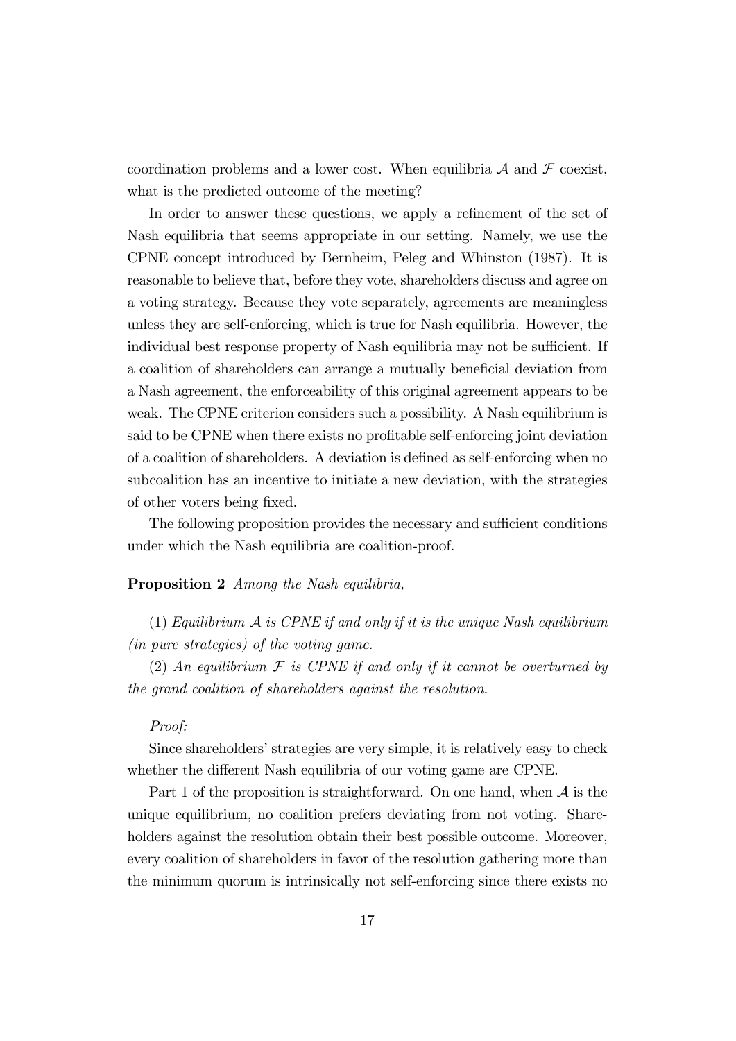coordination problems and a lower cost. When equilibria $\mathcal{A}$ and $\mathcal{F}$ coexist, what is the predicted outcome of the meeting?

In order to answer these questions, we apply a refinement of the set of Nash equilibria that seems appropriate in our setting. Namely, we use the CPNE concept introduced by Bernheim, Peleg and Whinston (1987). It is reasonable to believe that, before they vote, shareholders discuss and agree on a voting strategy. Because they vote separately, agreements are meaningless unless they are self-enforcing, which is true for Nash equilibria. However, the individual best response property of Nash equilibria may not be sufficient. If a coalition of shareholders can arrange a mutually beneficial deviation from a Nash agreement, the enforceability of this original agreement appears to be weak. The CPNE criterion considers such a possibility. A Nash equilibrium is said to be CPNE when there exists no profitable self-enforcing joint deviation of a coalition of shareholders. A deviation is defined as self-enforcing when no subcoalition has an incentive to initiate a new deviation, with the strategies of other voters being fixed.

The following proposition provides the necessary and sufficient conditions under which the Nash equilibria are coalition-proof.

**Proposition 2** *Among the Nash equilibria,*

(1) *Equilibrium $\mathcal{A}$ is CPNE if and only if it is the unique Nash equilibrium (in pure strategies) of the voting game.*

(2) *An equilibrium $\mathcal{F}$ is CPNE if and only if it cannot be overturned by the grand coalition of shareholders against the resolution.*

*Proof:*

Since shareholders' strategies are very simple, it is relatively easy to check whether the different Nash equilibria of our voting game are CPNE.

Part 1 of the proposition is straightforward. On one hand, when $\mathcal{A}$ is the unique equilibrium, no coalition prefers deviating from not voting. Shareholders against the resolution obtain their best possible outcome. Moreover, every coalition of shareholders in favor of the resolution gathering more than the minimum quorum is intrinsically not self-enforcing since there exists no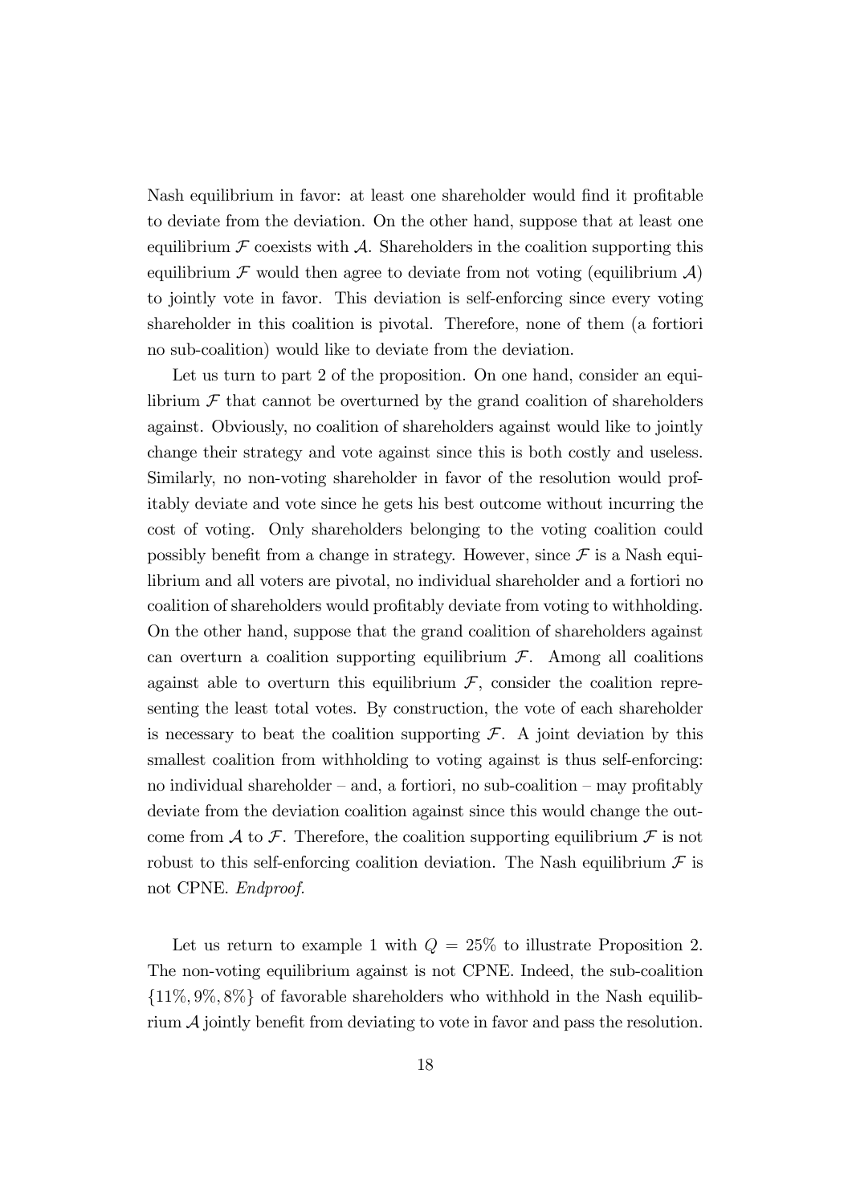Nash equilibrium in favor: at least one shareholder would find it profitable to deviate from the deviation. On the other hand, suppose that at least one equilibrium $\mathcal{F}$ coexists with $\mathcal{A}$. Shareholders in the coalition supporting this equilibrium $\mathcal{F}$ would then agree to deviate from not voting (equilibrium $\mathcal{A}$) to jointly vote in favor. This deviation is self-enforcing since every voting shareholder in this coalition is pivotal. Therefore, none of them (a fortiori no sub-coalition) would like to deviate from the deviation.

Let us turn to part 2 of the proposition. On one hand, consider an equilibrium $\mathcal{F}$ that cannot be overturned by the grand coalition of shareholders against. Obviously, no coalition of shareholders against would like to jointly change their strategy and vote against since this is both costly and useless. Similarly, no non-voting shareholder in favor of the resolution would profitably deviate and vote since he gets his best outcome without incurring the cost of voting. Only shareholders belonging to the voting coalition could possibly benefit from a change in strategy. However, since $\mathcal{F}$ is a Nash equilibrium and all voters are pivotal, no individual shareholder and a fortiori no coalition of shareholders would profitably deviate from voting to withholding. On the other hand, suppose that the grand coalition of shareholders against can overturn a coalition supporting equilibrium $\mathcal{F}$. Among all coalitions against able to overturn this equilibrium $\mathcal{F}$, consider the coalition representing the least total votes. By construction, the vote of each shareholder is necessary to beat the coalition supporting $\mathcal{F}$. A joint deviation by this smallest coalition from withholding to voting against is thus self-enforcing: no individual shareholder – and, a fortiori, no sub-coalition – may profitably deviate from the deviation coalition against since this would change the outcome from $\mathcal{A}$ to $\mathcal{F}$. Therefore, the coalition supporting equilibrium $\mathcal{F}$ is not robust to this self-enforcing coalition deviation. The Nash equilibrium $\mathcal{F}$ is not CPNE. *Endproof.*

Let us return to example 1 with $Q = 25\%$ to illustrate Proposition 2. The non-voting equilibrium against is not CPNE. Indeed, the sub-coalition $\{11\%, 9\%, 8\%\}$ of favorable shareholders who withhold in the Nash equilibrium $\mathcal{A}$ jointly benefit from deviating to vote in favor and pass the resolution.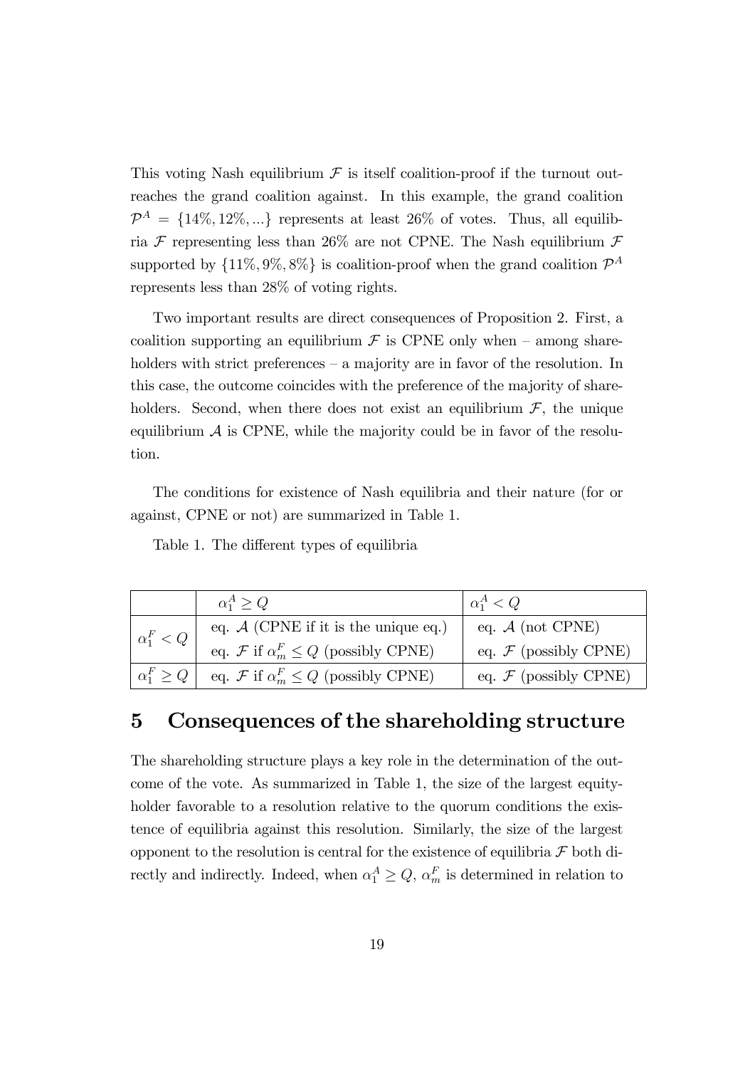This voting Nash equilibrium $\mathcal{F}$ is itself coalition-proof if the turnout outreaches the grand coalition against. In this example, the grand coalition $\mathcal{P}^A = \{14\%, 12\%, ...\}$ represents at least 26% of votes. Thus, all equilibria $\mathcal{F}$ representing less than 26% are not CPNE. The Nash equilibrium $\mathcal{F}$ supported by $\{11\%, 9\%, 8\%\}$ is coalition-proof when the grand coalition $\mathcal{P}^A$ represents less than 28% of voting rights.

Two important results are direct consequences of Proposition 2. First, a coalition supporting an equilibrium $\mathcal{F}$ is CPNE only when – among shareholders with strict preferences – a majority are in favor of the resolution. In this case, the outcome coincides with the preference of the majority of shareholders. Second, when there does not exist an equilibrium $\mathcal{F}$, the unique equilibrium $\mathcal{A}$ is CPNE, while the majority could be in favor of the resolution.

The conditions for existence of Nash equilibria and their nature (for or against, CPNE or not) are summarized in Table 1.

Table 1. The different types of equilibria

| | $\alpha_1^A \geq Q$ | $\alpha_1^A < Q$ |
|---|---|---|
| $\alpha_1^F < Q$ | eq. $\mathcal{A}$ (CPNE if it is the unique eq.)<br>eq. $\mathcal{F}$ if $\alpha_m^F \leq Q$ (possibly CPNE) | eq. $\mathcal{A}$ (not CPNE)<br>eq. $\mathcal{F}$ (possibly CPNE) |
| $\alpha_1^F \geq Q$ | eq. $\mathcal{F}$ if $\alpha_m^F \leq Q$ (possibly CPNE) | eq. $\mathcal{F}$ (possibly CPNE) |

# 5 Consequences of the shareholding structure

The shareholding structure plays a key role in the determination of the outcome of the vote. As summarized in Table 1, the size of the largest equityholder favorable to a resolution relative to the quorum conditions the existence of equilibria against this resolution. Similarly, the size of the largest opponent to the resolution is central for the existence of equilibria $\mathcal{F}$ both directly and indirectly. Indeed, when $\alpha_1^A \geq Q$, $\alpha_m^F$ is determined in relation to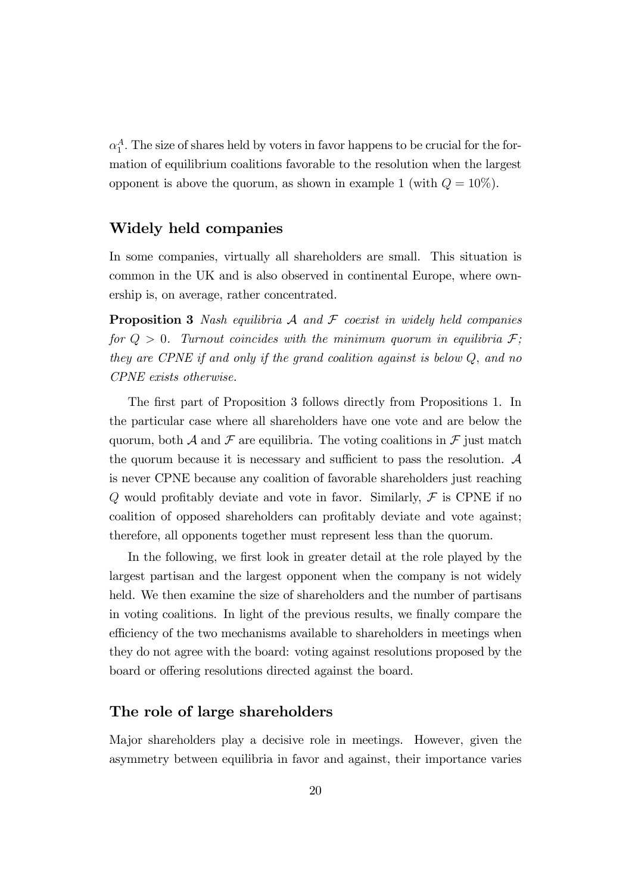$\alpha_1^A$. The size of shares held by voters in favor happens to be crucial for the formation of equilibrium coalitions favorable to the resolution when the largest opponent is above the quorum, as shown in example 1 (with $Q = 10\%$).

## Widely held companies

In some companies, virtually all shareholders are small. This situation is common in the UK and is also observed in continental Europe, where ownership is, on average, rather concentrated.

**Proposition 3** *Nash equilibria $\mathcal{A}$ and $\mathcal{F}$ coexist in widely held companies for $Q > 0$. Turnout coincides with the minimum quorum in equilibria $\mathcal{F}$; they are CPNE if and only if the grand coalition against is below $Q$, and no CPNE exists otherwise.*

The first part of Proposition 3 follows directly from Propositions 1. In the particular case where all shareholders have one vote and are below the quorum, both $\mathcal{A}$ and $\mathcal{F}$ are equilibria. The voting coalitions in $\mathcal{F}$ just match the quorum because it is necessary and sufficient to pass the resolution. $\mathcal{A}$ is never CPNE because any coalition of favorable shareholders just reaching $Q$ would profitably deviate and vote in favor. Similarly, $\mathcal{F}$ is CPNE if no coalition of opposed shareholders can profitably deviate and vote against; therefore, all opponents together must represent less than the quorum.

In the following, we first look in greater detail at the role played by the largest partisan and the largest opponent when the company is not widely held. We then examine the size of shareholders and the number of partisans in voting coalitions. In light of the previous results, we finally compare the efficiency of the two mechanisms available to shareholders in meetings when they do not agree with the board: voting against resolutions proposed by the board or offering resolutions directed against the board.

## The role of large shareholders

Major shareholders play a decisive role in meetings. However, given the asymmetry between equilibria in favor and against, their importance varies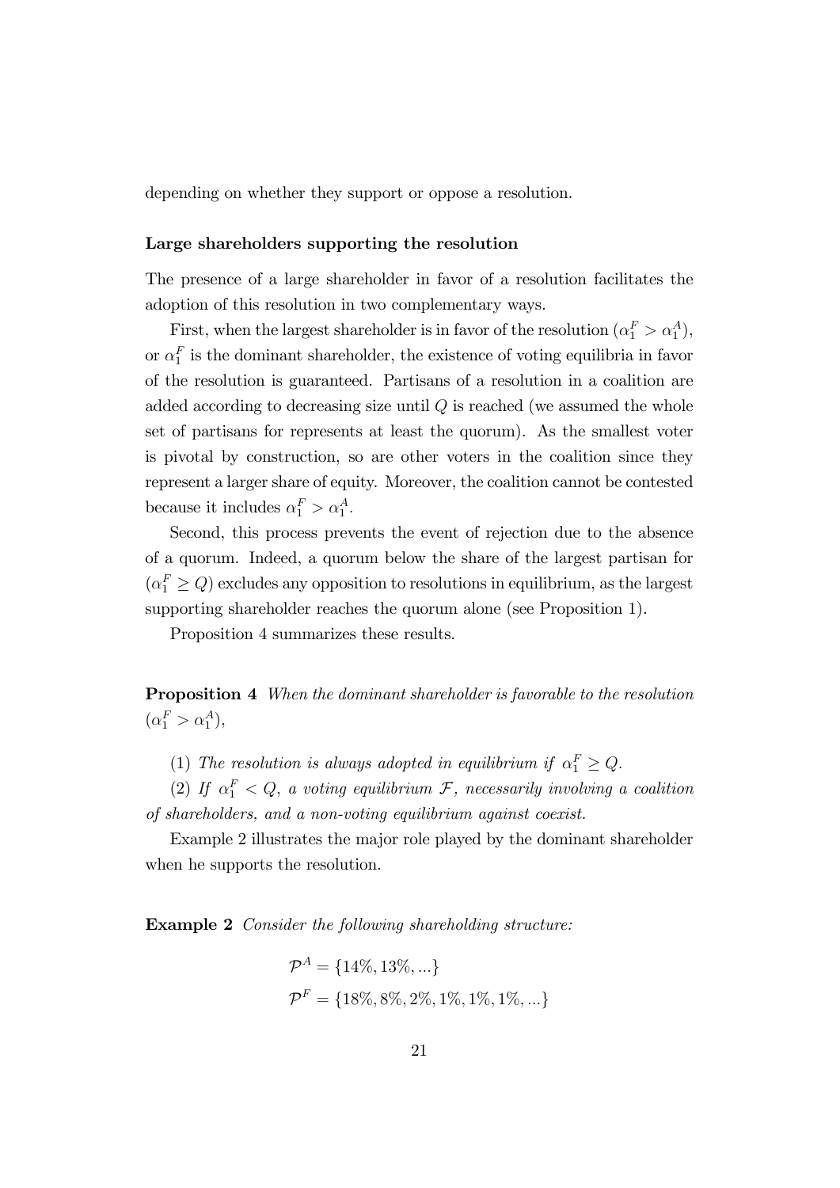depending on whether they support or oppose a resolution.

**Large shareholders supporting the resolution**

The presence of a large shareholder in favor of a resolution facilitates the adoption of this resolution in two complementary ways.

First, when the largest shareholder is in favor of the resolution ($\alpha_1^F > \alpha_1^A$), or $\alpha_1^F$ is the dominant shareholder, the existence of voting equilibria in favor of the resolution is guaranteed. Partisans of a resolution in a coalition are added according to decreasing size until $Q$ is reached (we assumed the whole set of partisans for represents at least the quorum). As the smallest voter is pivotal by construction, so are other voters in the coalition since they represent a larger share of equity. Moreover, the coalition cannot be contested because it includes $\alpha_1^F > \alpha_1^A$.

Second, this process prevents the event of rejection due to the absence of a quorum. Indeed, a quorum below the share of the largest partisan for ($\alpha_1^F \geq Q$) excludes any opposition to resolutions in equilibrium, as the largest supporting shareholder reaches the quorum alone (see Proposition 1).

Proposition 4 summarizes these results.

**Proposition 4** *When the dominant shareholder is favorable to the resolution* ($\alpha_1^F > \alpha_1^A$),

(1) *The resolution is always adopted in equilibrium if* $\alpha_1^F \geq Q$.

(2) *If* $\alpha_1^F < Q$, *a voting equilibrium* $\mathcal{F}$, *necessarily involving a coalition of shareholders, and a non-voting equilibrium against coexist.*

Example 2 illustrates the major role played by the dominant shareholder when he supports the resolution.

**Example 2** *Consider the following shareholding structure:*

$$\mathcal{P}^A = \{14\%, 13\%, ...\}$$
$$\mathcal{P}^F = \{18\%, 8\%, 2\%, 1\%, 1\%, 1\%, ...\}$$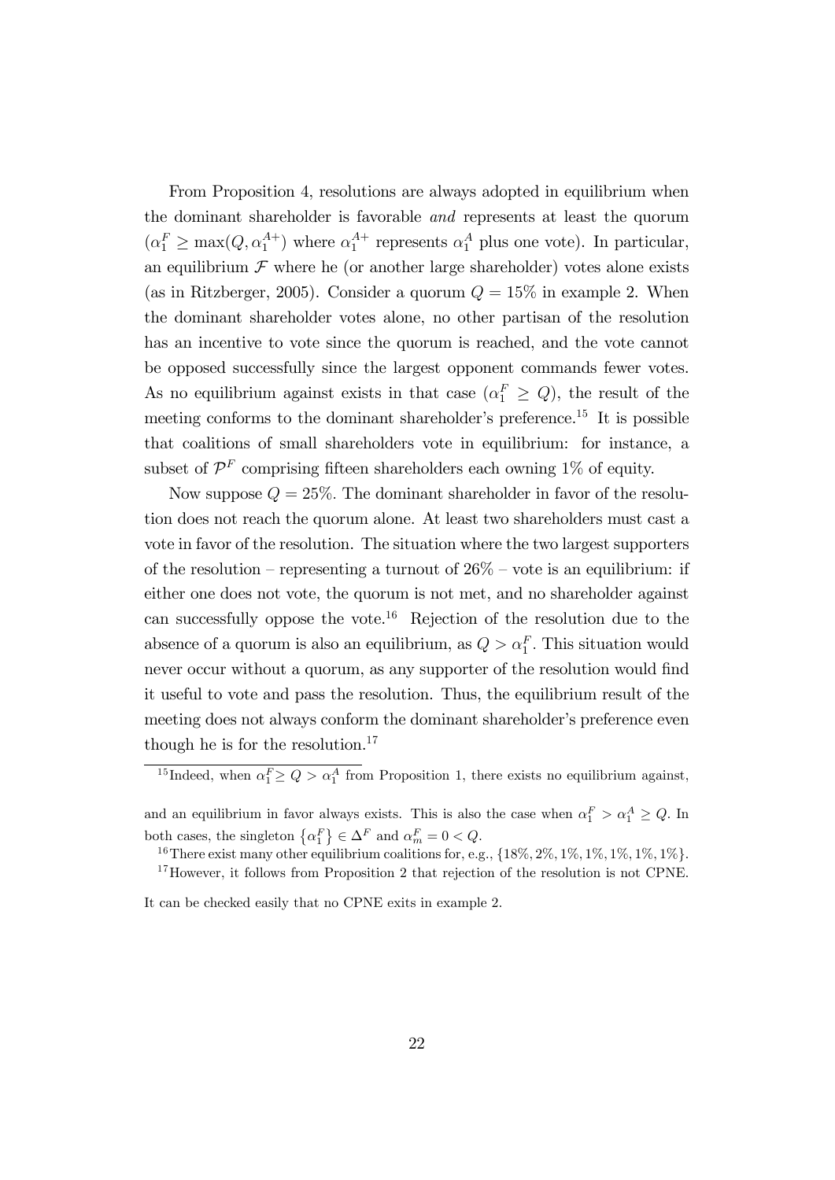From Proposition 4, resolutions are always adopted in equilibrium when the dominant shareholder is favorable *and* represents at least the quorum ($\alpha_1^F \geq \max(Q, \alpha_1^{A+})$ where $\alpha_1^{A+}$ represents $\alpha_1^A$ plus one vote). In particular, an equilibrium $\mathcal{F}$ where he (or another large shareholder) votes alone exists (as in Ritzberger, 2005). Consider a quorum $Q = 15\%$ in example 2. When the dominant shareholder votes alone, no other partisan of the resolution has an incentive to vote since the quorum is reached, and the vote cannot be opposed successfully since the largest opponent commands fewer votes. As no equilibrium against exists in that case ($\alpha_1^F \geq Q$), the result of the meeting conforms to the dominant shareholder's preference.[15] It is possible that coalitions of small shareholders vote in equilibrium: for instance, a subset of $\mathcal{P}^F$ comprising fifteen shareholders each owning 1% of equity.

Now suppose $Q = 25\%$. The dominant shareholder in favor of the resolution does not reach the quorum alone. At least two shareholders must cast a vote in favor of the resolution. The situation where the two largest supporters of the resolution – representing a turnout of 26% – vote is an equilibrium: if either one does not vote, the quorum is not met, and no shareholder against can successfully oppose the vote.[16] Rejection of the resolution due to the absence of a quorum is also an equilibrium, as $Q > \alpha_1^F$. This situation would never occur without a quorum, as any supporter of the resolution would find it useful to vote and pass the resolution. Thus, the equilibrium result of the meeting does not always conform the dominant shareholder's preference even though he is for the resolution.[17]

---

[15] Indeed, when $\alpha_1^F \geq Q > \alpha_1^A$ from Proposition 1, there exists no equilibrium against, and an equilibrium in favor always exists. This is also the case when $\alpha_1^F > \alpha_1^A \geq Q$. In both cases, the singleton $\{\alpha_1^F\} \in \Delta^F$ and $\alpha_m^F = 0 < Q$.

[16] There exist many other equilibrium coalitions for, e.g., $\{18\%, 2\%, 1\%, 1\%, 1\%, 1\%, 1\%\}$.

[17] However, it follows from Proposition 2 that rejection of the resolution is not CPNE. It can be checked easily that no CPNE exits in example 2.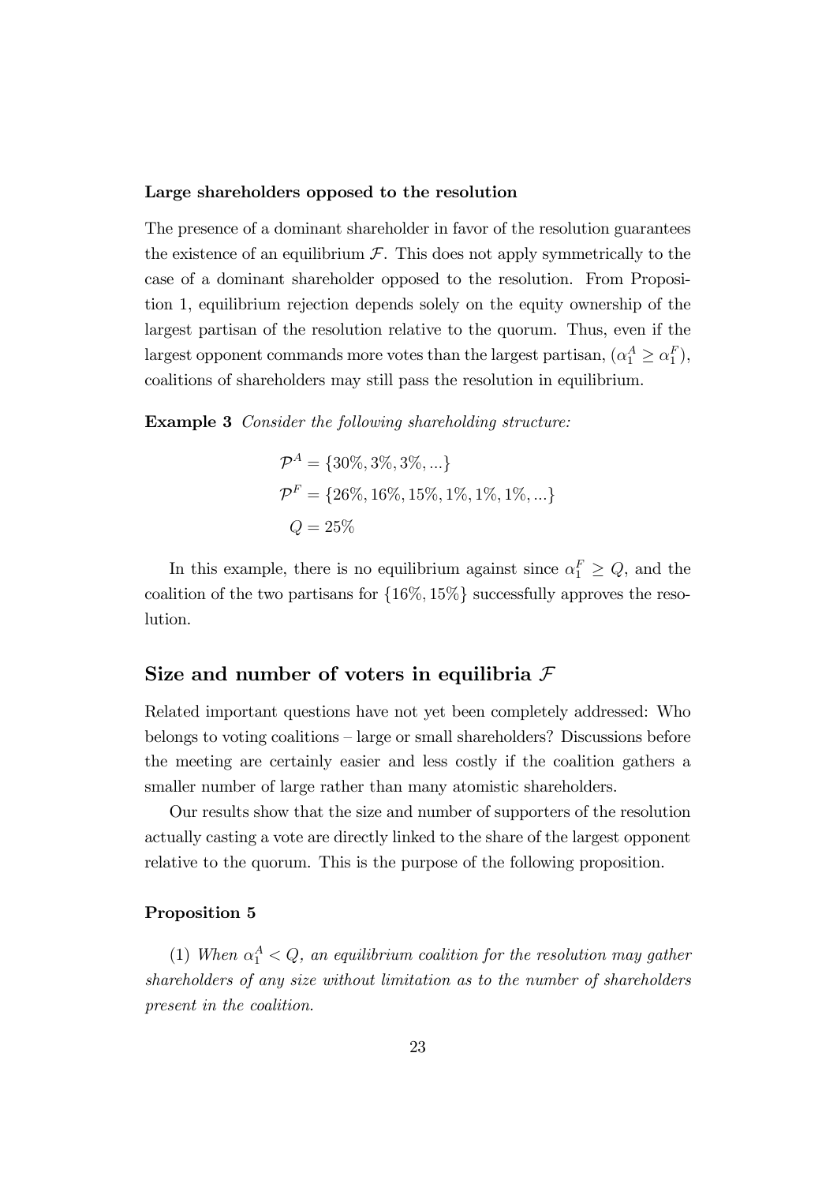**Large shareholders opposed to the resolution**

The presence of a dominant shareholder in favor of the resolution guarantees the existence of an equilibrium $\mathcal{F}$. This does not apply symmetrically to the case of a dominant shareholder opposed to the resolution. From Proposition 1, equilibrium rejection depends solely on the equity ownership of the largest partisan of the resolution relative to the quorum. Thus, even if the largest opponent commands more votes than the largest partisan, $(\alpha_1^A \geq \alpha_1^F)$, coalitions of shareholders may still pass the resolution in equilibrium.

**Example 3** *Consider the following shareholding structure:*

$$\mathcal{P}^A = \{30\%, 3\%, 3\%, ...\}$$
$$\mathcal{P}^F = \{26\%, 16\%, 15\%, 1\%, 1\%, 1\%, ...\}$$
$$Q = 25\%$$

In this example, there is no equilibrium against since $\alpha_1^F \geq Q$, and the coalition of the two partisans for $\{16\%, 15\%\}$ successfully approves the resolution.

## Size and number of voters in equilibria $\mathcal{F}$

Related important questions have not yet been completely addressed: Who belongs to voting coalitions – large or small shareholders? Discussions before the meeting are certainly easier and less costly if the coalition gathers a smaller number of large rather than many atomistic shareholders.

Our results show that the size and number of supporters of the resolution actually casting a vote are directly linked to the share of the largest opponent relative to the quorum. This is the purpose of the following proposition.

**Proposition 5**

(1) *When $\alpha_1^A < Q$, an equilibrium coalition for the resolution may gather shareholders of any size without limitation as to the number of shareholders present in the coalition.*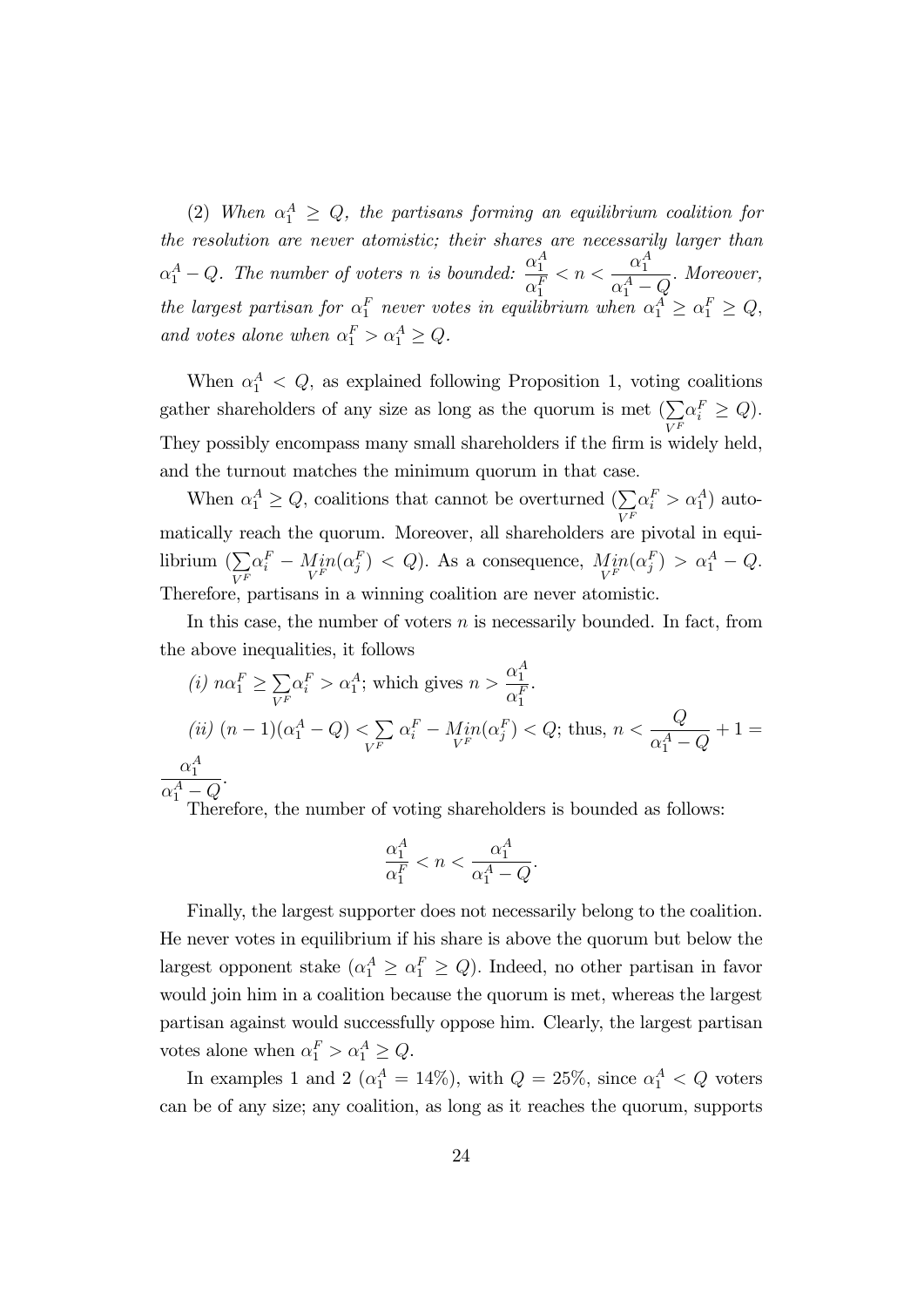(2) *When $\alpha_1^A \geq Q$, the partisans forming an equilibrium coalition for the resolution are never atomistic; their shares are necessarily larger than $\alpha_1^A - Q$. The number of voters $n$ is bounded: $\dfrac{\alpha_1^A}{\alpha_1^F} < n < \dfrac{\alpha_1^A}{\alpha_1^A - Q}$. Moreover, the largest partisan for $\alpha_1^F$ never votes in equilibrium when $\alpha_1^A \geq \alpha_1^F \geq Q$, and votes alone when $\alpha_1^F > \alpha_1^A \geq Q$.*

When $\alpha_1^A < Q$, as explained following Proposition 1, voting coalitions gather shareholders of any size as long as the quorum is met ($\sum_{V^F} \alpha_i^F \geq Q$). They possibly encompass many small shareholders if the firm is widely held, and the turnout matches the minimum quorum in that case.

When $\alpha_1^A \geq Q$, coalitions that cannot be overturned ($\sum_{V^F} \alpha_i^F > \alpha_1^A$) automatically reach the quorum. Moreover, all shareholders are pivotal in equilibrium ($\sum_{V^F} \alpha_i^F - \underset{V^F}{Min}(\alpha_j^F) < Q$). As a consequence, $\underset{V^F}{Min}(\alpha_j^F) > \alpha_1^A - Q$. Therefore, partisans in a winning coalition are never atomistic.

In this case, the number of voters $n$ is necessarily bounded. In fact, from the above inequalities, it follows

*(i)* $n\alpha_1^F \geq \sum_{V^F} \alpha_i^F > \alpha_1^A$; which gives $n > \dfrac{\alpha_1^A}{\alpha_1^F}$.

*(ii)* $(n-1)(\alpha_1^A - Q) < \sum_{V^F} \alpha_i^F - \underset{V^F}{Min}(\alpha_j^F) < Q$; thus, $n < \dfrac{Q}{\alpha_1^A - Q} + 1 = \dfrac{\alpha_1^A}{\alpha_1^A - Q}$.

Therefore, the number of voting shareholders is bounded as follows:

$$\frac{\alpha_1^A}{\alpha_1^F} < n < \frac{\alpha_1^A}{\alpha_1^A - Q}.$$

Finally, the largest supporter does not necessarily belong to the coalition. He never votes in equilibrium if his share is above the quorum but below the largest opponent stake ($\alpha_1^A \geq \alpha_1^F \geq Q$). Indeed, no other partisan in favor would join him in a coalition because the quorum is met, whereas the largest partisan against would successfully oppose him. Clearly, the largest partisan votes alone when $\alpha_1^F > \alpha_1^A \geq Q$.

In examples 1 and 2 ($\alpha_1^A = 14\%$), with $Q = 25\%$, since $\alpha_1^A < Q$ voters can be of any size; any coalition, as long as it reaches the quorum, supports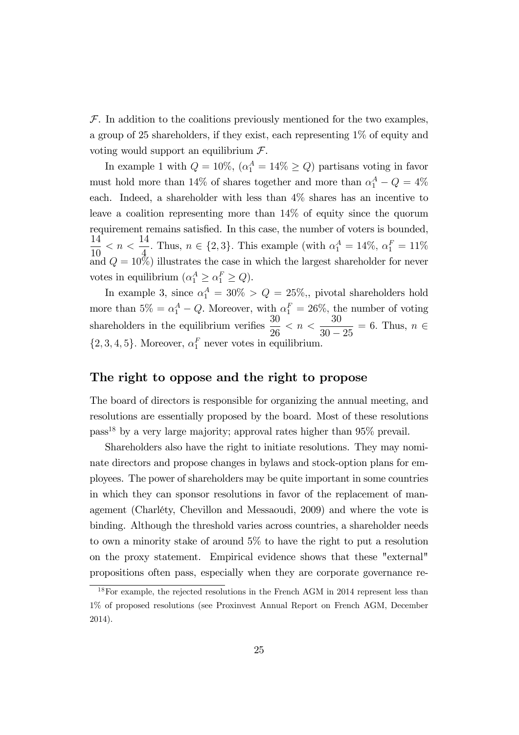$\mathcal{F}$. In addition to the coalitions previously mentioned for the two examples, a group of 25 shareholders, if they exist, each representing 1% of equity and voting would support an equilibrium $\mathcal{F}$.

In example 1 with $Q = 10\%$, ($\alpha_1^A = 14\% \geq Q$) partisans voting in favor must hold more than 14% of shares together and more than $\alpha_1^A - Q = 4\%$ each. Indeed, a shareholder with less than 4% shares has an incentive to leave a coalition representing more than 14% of equity since the quorum requirement remains satisfied. In this case, the number of voters is bounded, $\frac{14}{10} < n < \frac{14}{4}$. Thus, $n \in \{2, 3\}$. This example (with $\alpha_1^A = 14\%$, $\alpha_1^F = 11\%$ and $Q = 10\%$) illustrates the case in which the largest shareholder for never votes in equilibrium ($\alpha_1^A \geq \alpha_1^F \geq Q$).

In example 3, since $\alpha_1^A = 30\% > Q = 25\%$,, pivotal shareholders hold more than $5\% = \alpha_1^A - Q$. Moreover, with $\alpha_1^F = 26\%$, the number of voting shareholders in the equilibrium verifies $\frac{30}{26} < n < \frac{30}{30 - 25} = 6$. Thus, $n \in \{2, 3, 4, 5\}$. Moreover, $\alpha_1^F$ never votes in equilibrium.

## The right to oppose and the right to propose

The board of directors is responsible for organizing the annual meeting, and resolutions are essentially proposed by the board. Most of these resolutions pass[18] by a very large majority; approval rates higher than 95% prevail.

Shareholders also have the right to initiate resolutions. They may nominate directors and propose changes in bylaws and stock-option plans for employees. The power of shareholders may be quite important in some countries in which they can sponsor resolutions in favor of the replacement of management (Charléty, Chevillon and Messaoudi, 2009) and where the vote is binding. Although the threshold varies across countries, a shareholder needs to own a minority stake of around 5% to have the right to put a resolution on the proxy statement. Empirical evidence shows that these "external" propositions often pass, especially when they are corporate governance re-

[18] For example, the rejected resolutions in the French AGM in 2014 represent less than 1% of proposed resolutions (see Proxinvest Annual Report on French AGM, December 2014).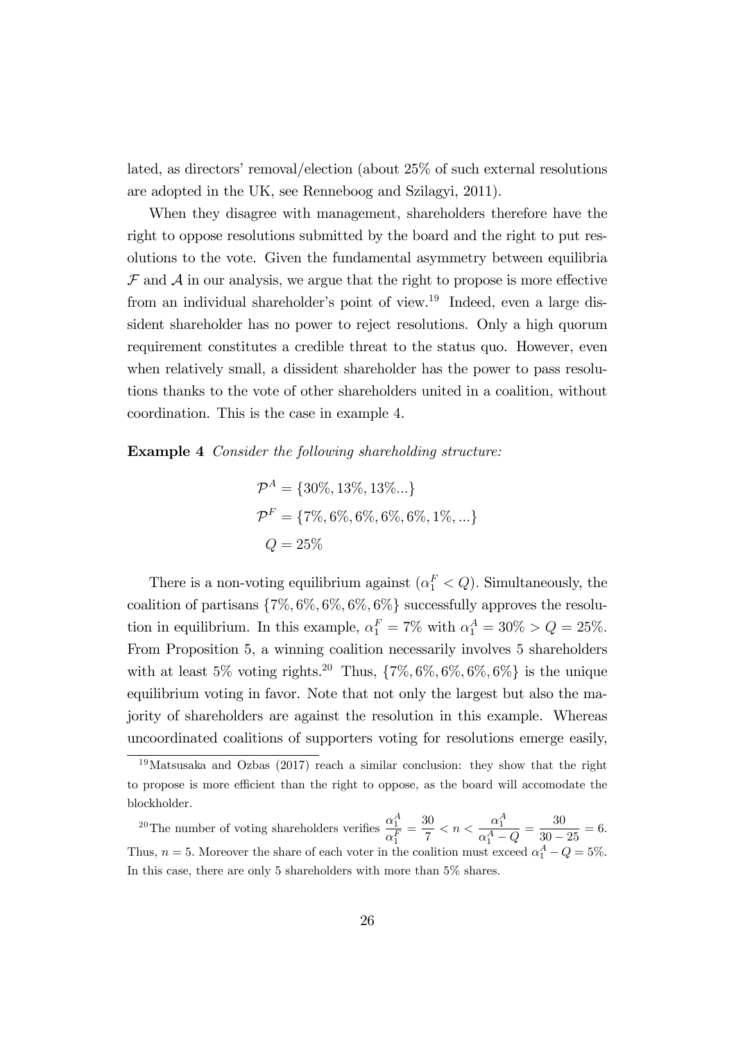lated, as directors' removal/election (about 25% of such external resolutions are adopted in the UK, see Renneboog and Szilagyi, 2011).

When they disagree with management, shareholders therefore have the right to oppose resolutions submitted by the board and the right to put resolutions to the vote. Given the fundamental asymmetry between equilibria $\mathcal{F}$ and $\mathcal{A}$ in our analysis, we argue that the right to propose is more effective from an individual shareholder's point of view.[19] Indeed, even a large dissident shareholder has no power to reject resolutions. Only a high quorum requirement constitutes a credible threat to the status quo. However, even when relatively small, a dissident shareholder has the power to pass resolutions thanks to the vote of other shareholders united in a coalition, without coordination. This is the case in example 4.

**Example 4** *Consider the following shareholding structure:*

$$\mathcal{P}^A = \{30\%, 13\%, 13\%...\}$$
$$\mathcal{P}^F = \{7\%, 6\%, 6\%, 6\%, 6\%, 1\%, ...\}$$
$$Q = 25\%$$

There is a non-voting equilibrium against ($\alpha_1^F < Q$). Simultaneously, the coalition of partisans $\{7\%, 6\%, 6\%, 6\%, 6\%\}$ successfully approves the resolution in equilibrium. In this example, $\alpha_1^F = 7\%$ with $\alpha_1^A = 30\% > Q = 25\%$. From Proposition 5, a winning coalition necessarily involves 5 shareholders with at least 5% voting rights.[20] Thus, $\{7\%, 6\%, 6\%, 6\%, 6\%\}$ is the unique equilibrium voting in favor. Note that not only the largest but also the majority of shareholders are against the resolution in this example. Whereas uncoordinated coalitions of supporters voting for resolutions emerge easily,

---

[19] Matsusaka and Ozbas (2017) reach a similar conclusion: they show that the right to propose is more efficient than the right to oppose, as the board will accomodate the blockholder.

[20] The number of voting shareholders verifies $\frac{\alpha_1^A}{\alpha_1^F} = \frac{30}{7} < n < \frac{\alpha_1^A}{\alpha_1^A - Q} = \frac{30}{30 - 25} = 6$. Thus, $n = 5$. Moreover the share of each voter in the coalition must exceed $\alpha_1^A - Q = 5\%$. In this case, there are only 5 shareholders with more than 5% shares.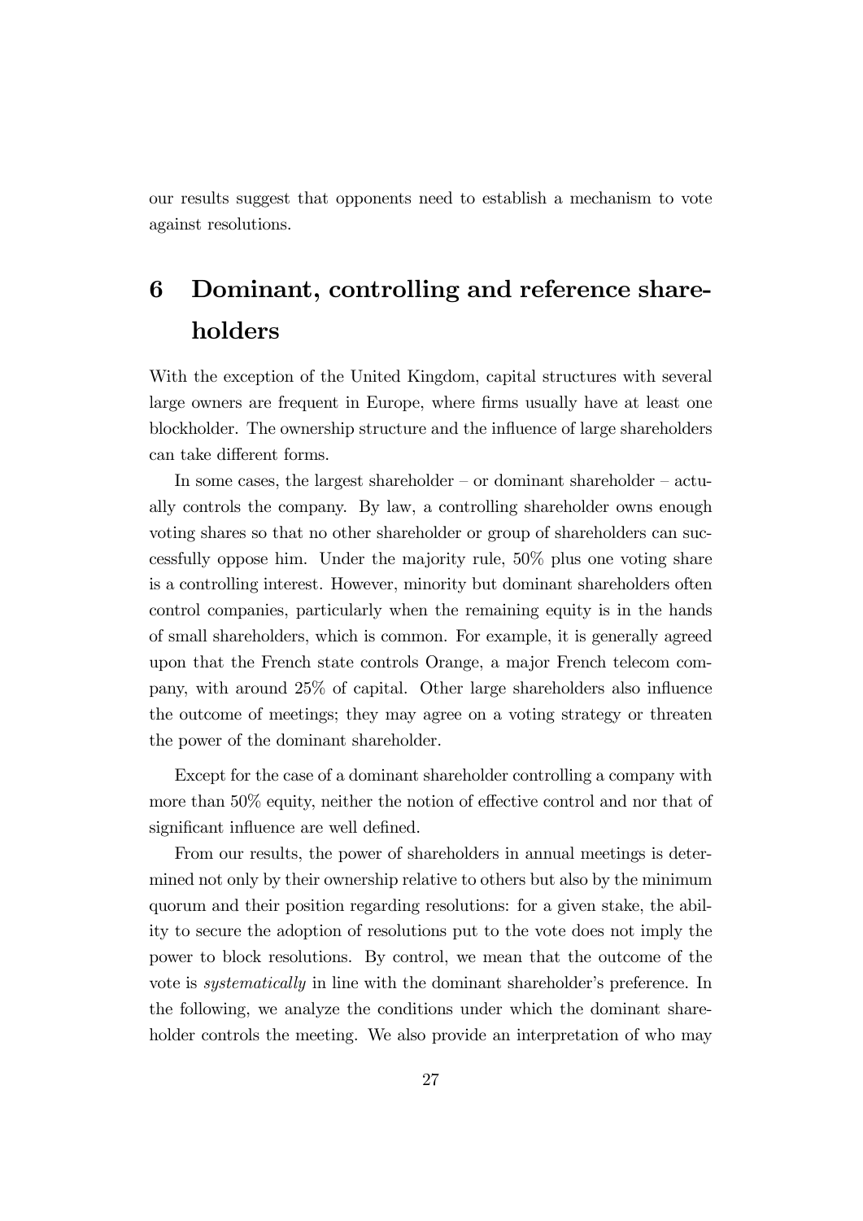our results suggest that opponents need to establish a mechanism to vote against resolutions.

# 6 Dominant, controlling and reference shareholders

With the exception of the United Kingdom, capital structures with several large owners are frequent in Europe, where firms usually have at least one blockholder. The ownership structure and the influence of large shareholders can take different forms.

In some cases, the largest shareholder – or dominant shareholder – actually controls the company. By law, a controlling shareholder owns enough voting shares so that no other shareholder or group of shareholders can successfully oppose him. Under the majority rule, 50% plus one voting share is a controlling interest. However, minority but dominant shareholders often control companies, particularly when the remaining equity is in the hands of small shareholders, which is common. For example, it is generally agreed upon that the French state controls Orange, a major French telecom company, with around 25% of capital. Other large shareholders also influence the outcome of meetings; they may agree on a voting strategy or threaten the power of the dominant shareholder.

Except for the case of a dominant shareholder controlling a company with more than 50% equity, neither the notion of effective control and nor that of significant influence are well defined.

From our results, the power of shareholders in annual meetings is determined not only by their ownership relative to others but also by the minimum quorum and their position regarding resolutions: for a given stake, the ability to secure the adoption of resolutions put to the vote does not imply the power to block resolutions. By control, we mean that the outcome of the vote is *systematically* in line with the dominant shareholder's preference. In the following, we analyze the conditions under which the dominant shareholder controls the meeting. We also provide an interpretation of who may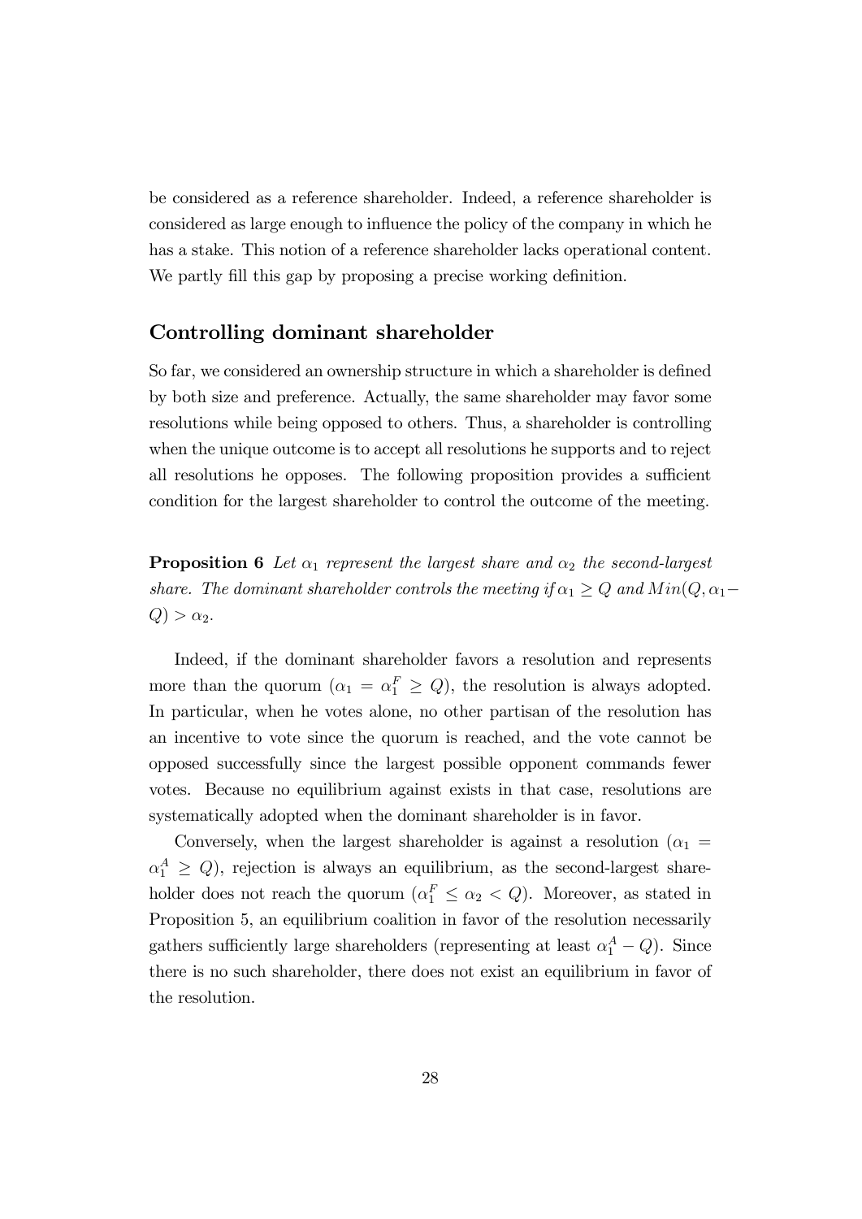be considered as a reference shareholder. Indeed, a reference shareholder is considered as large enough to influence the policy of the company in which he has a stake. This notion of a reference shareholder lacks operational content. We partly fill this gap by proposing a precise working definition.

### Controlling dominant shareholder

So far, we considered an ownership structure in which a shareholder is defined by both size and preference. Actually, the same shareholder may favor some resolutions while being opposed to others. Thus, a shareholder is controlling when the unique outcome is to accept all resolutions he supports and to reject all resolutions he opposes. The following proposition provides a sufficient condition for the largest shareholder to control the outcome of the meeting.

**Proposition 6** *Let $\alpha_1$ represent the largest share and $\alpha_2$ the second-largest share. The dominant shareholder controls the meeting if $\alpha_1 \geq Q$ and $Min(Q, \alpha_1 - Q) > \alpha_2$.*

Indeed, if the dominant shareholder favors a resolution and represents more than the quorum ($\alpha_1 = \alpha_1^F \geq Q$), the resolution is always adopted. In particular, when he votes alone, no other partisan of the resolution has an incentive to vote since the quorum is reached, and the vote cannot be opposed successfully since the largest possible opponent commands fewer votes. Because no equilibrium against exists in that case, resolutions are systematically adopted when the dominant shareholder is in favor.

Conversely, when the largest shareholder is against a resolution ($\alpha_1 = \alpha_1^A \geq Q$), rejection is always an equilibrium, as the second-largest shareholder does not reach the quorum ($\alpha_1^F \leq \alpha_2 < Q$). Moreover, as stated in Proposition 5, an equilibrium coalition in favor of the resolution necessarily gathers sufficiently large shareholders (representing at least $\alpha_1^A - Q$). Since there is no such shareholder, there does not exist an equilibrium in favor of the resolution.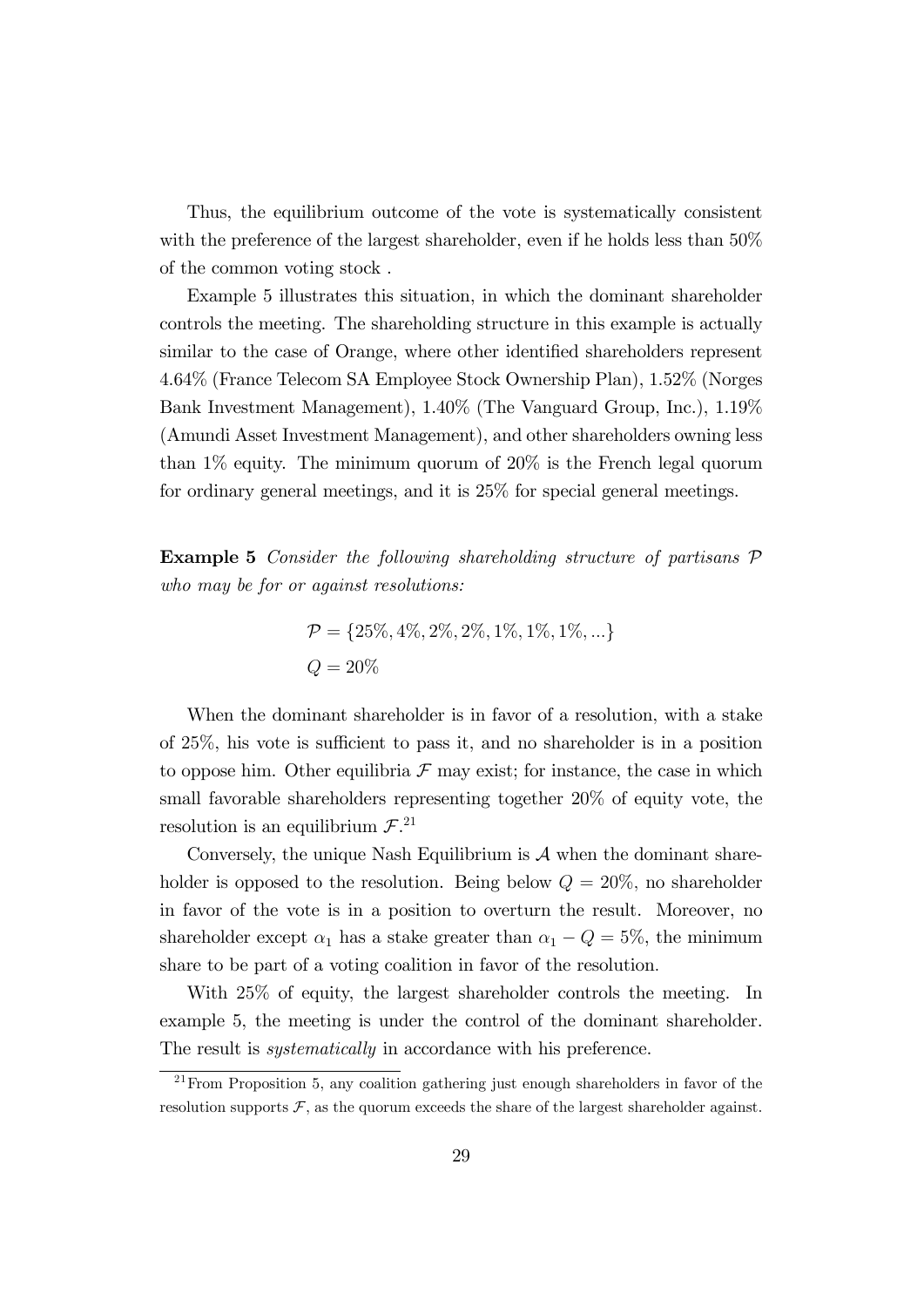Thus, the equilibrium outcome of the vote is systematically consistent with the preference of the largest shareholder, even if he holds less than 50% of the common voting stock .

Example 5 illustrates this situation, in which the dominant shareholder controls the meeting. The shareholding structure in this example is actually similar to the case of Orange, where other identified shareholders represent 4.64% (France Telecom SA Employee Stock Ownership Plan), 1.52% (Norges Bank Investment Management), 1.40% (The Vanguard Group, Inc.), 1.19% (Amundi Asset Investment Management), and other shareholders owning less than 1% equity. The minimum quorum of 20% is the French legal quorum for ordinary general meetings, and it is 25% for special general meetings.

**Example 5** *Consider the following shareholding structure of partisans $\mathcal{P}$ who may be for or against resolutions:*

$$\mathcal{P} = \{25\%, 4\%, 2\%, 2\%, 1\%, 1\%, 1\%, ...\}$$
$$Q = 20\%$$

When the dominant shareholder is in favor of a resolution, with a stake of 25%, his vote is sufficient to pass it, and no shareholder is in a position to oppose him. Other equilibria $\mathcal{F}$ may exist; for instance, the case in which small favorable shareholders representing together 20% of equity vote, the resolution is an equilibrium $\mathcal{F}$.[21]

Conversely, the unique Nash Equilibrium is $\mathcal{A}$ when the dominant shareholder is opposed to the resolution. Being below $Q = 20\%$, no shareholder in favor of the vote is in a position to overturn the result. Moreover, no shareholder except $\alpha_1$ has a stake greater than $\alpha_1 - Q = 5\%$, the minimum share to be part of a voting coalition in favor of the resolution.

With 25% of equity, the largest shareholder controls the meeting. In example 5, the meeting is under the control of the dominant shareholder. The result is *systematically* in accordance with his preference.

[21] From Proposition 5, any coalition gathering just enough shareholders in favor of the resolution supports $\mathcal{F}$, as the quorum exceeds the share of the largest shareholder against.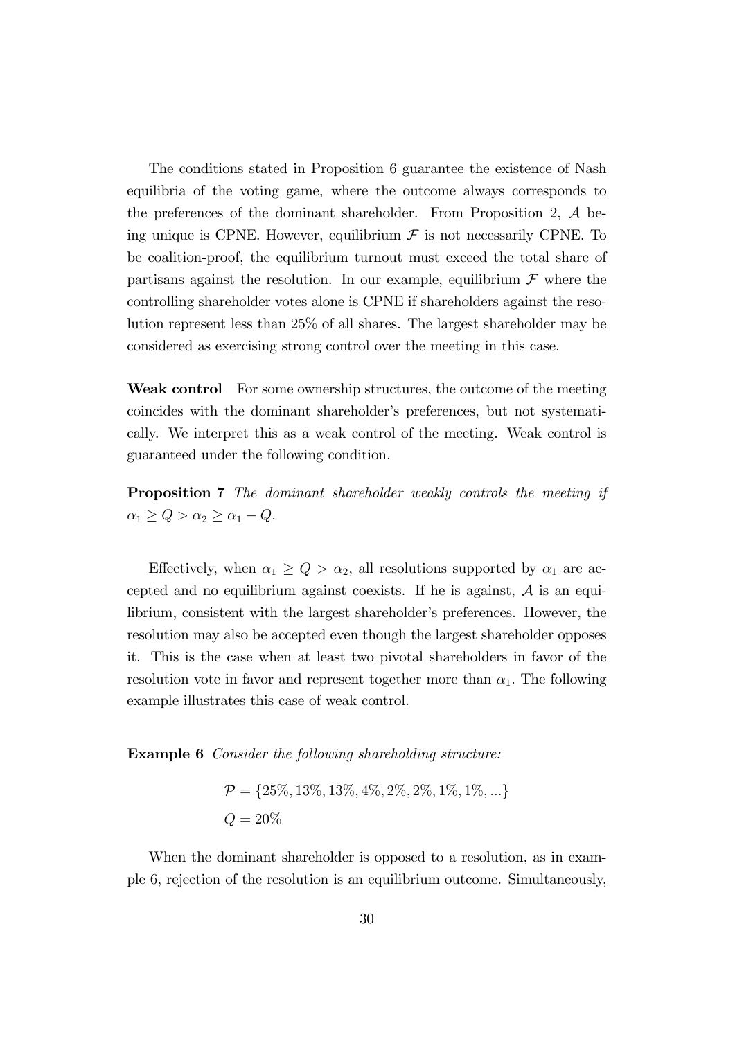The conditions stated in Proposition 6 guarantee the existence of Nash equilibria of the voting game, where the outcome always corresponds to the preferences of the dominant shareholder. From Proposition 2, $\mathcal{A}$ being unique is CPNE. However, equilibrium $\mathcal{F}$ is not necessarily CPNE. To be coalition-proof, the equilibrium turnout must exceed the total share of partisans against the resolution. In our example, equilibrium $\mathcal{F}$ where the controlling shareholder votes alone is CPNE if shareholders against the resolution represent less than 25% of all shares. The largest shareholder may be considered as exercising strong control over the meeting in this case.

**Weak control** For some ownership structures, the outcome of the meeting coincides with the dominant shareholder's preferences, but not systematically. We interpret this as a weak control of the meeting. Weak control is guaranteed under the following condition.

**Proposition 7** *The dominant shareholder weakly controls the meeting if* $\alpha_1 \geq Q > \alpha_2 \geq \alpha_1 - Q$.

Effectively, when $\alpha_1 \geq Q > \alpha_2$, all resolutions supported by $\alpha_1$ are accepted and no equilibrium against coexists. If he is against, $\mathcal{A}$ is an equilibrium, consistent with the largest shareholder's preferences. However, the resolution may also be accepted even though the largest shareholder opposes it. This is the case when at least two pivotal shareholders in favor of the resolution vote in favor and represent together more than $\alpha_1$. The following example illustrates this case of weak control.

**Example 6** *Consider the following shareholding structure:*

$$\mathcal{P} = \{25\%, 13\%, 13\%, 4\%, 2\%, 2\%, 1\%, 1\%, ...\}$$
$$Q = 20\%$$

When the dominant shareholder is opposed to a resolution, as in example 6, rejection of the resolution is an equilibrium outcome. Simultaneously,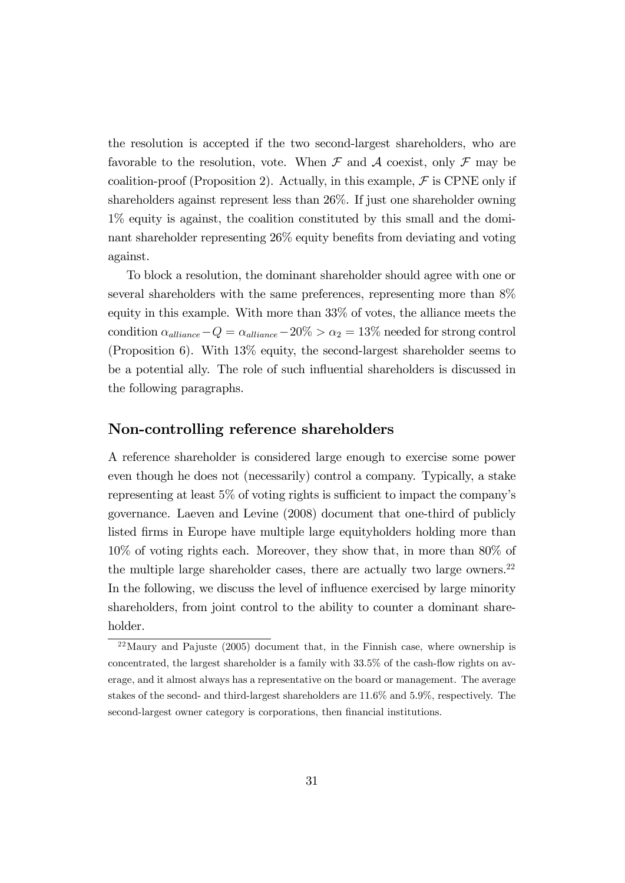the resolution is accepted if the two second-largest shareholders, who are favorable to the resolution, vote. When $\mathcal{F}$ and $\mathcal{A}$ coexist, only $\mathcal{F}$ may be coalition-proof (Proposition 2). Actually, in this example, $\mathcal{F}$ is CPNE only if shareholders against represent less than 26%. If just one shareholder owning 1% equity is against, the coalition constituted by this small and the dominant shareholder representing 26% equity benefits from deviating and voting against.

To block a resolution, the dominant shareholder should agree with one or several shareholders with the same preferences, representing more than 8% equity in this example. With more than 33% of votes, the alliance meets the condition $\alpha_{alliance} - Q = \alpha_{alliance} - 20\% > \alpha_2 = 13\%$ needed for strong control (Proposition 6). With 13% equity, the second-largest shareholder seems to be a potential ally. The role of such influential shareholders is discussed in the following paragraphs.

## Non-controlling reference shareholders

A reference shareholder is considered large enough to exercise some power even though he does not (necessarily) control a company. Typically, a stake representing at least 5% of voting rights is sufficient to impact the company's governance. Laeven and Levine (2008) document that one-third of publicly listed firms in Europe have multiple large equityholders holding more than 10% of voting rights each. Moreover, they show that, in more than 80% of the multiple large shareholder cases, there are actually two large owners.[22] In the following, we discuss the level of influence exercised by large minority shareholders, from joint control to the ability to counter a dominant shareholder.

[22] Maury and Pajuste (2005) document that, in the Finnish case, where ownership is concentrated, the largest shareholder is a family with 33.5% of the cash-flow rights on average, and it almost always has a representative on the board or management. The average stakes of the second- and third-largest shareholders are 11.6% and 5.9%, respectively. The second-largest owner category is corporations, then financial institutions.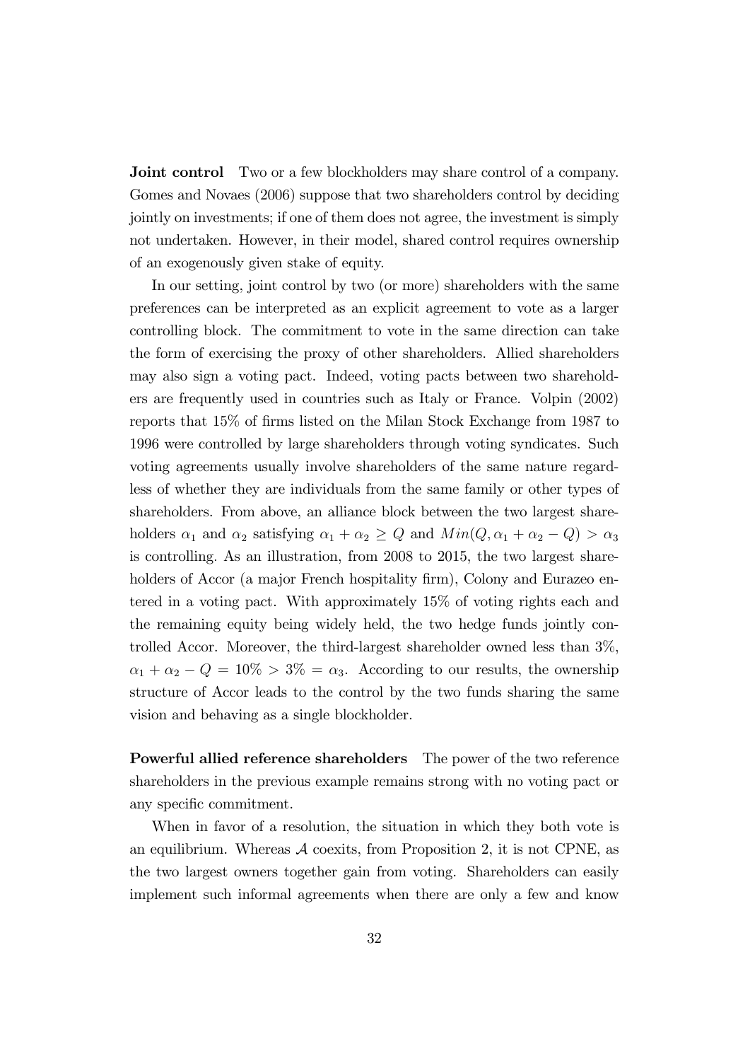**Joint control** Two or a few blockholders may share control of a company. Gomes and Novaes (2006) suppose that two shareholders control by deciding jointly on investments; if one of them does not agree, the investment is simply not undertaken. However, in their model, shared control requires ownership of an exogenously given stake of equity.

In our setting, joint control by two (or more) shareholders with the same preferences can be interpreted as an explicit agreement to vote as a larger controlling block. The commitment to vote in the same direction can take the form of exercising the proxy of other shareholders. Allied shareholders may also sign a voting pact. Indeed, voting pacts between two shareholders are frequently used in countries such as Italy or France. Volpin (2002) reports that 15% of firms listed on the Milan Stock Exchange from 1987 to 1996 were controlled by large shareholders through voting syndicates. Such voting agreements usually involve shareholders of the same nature regardless of whether they are individuals from the same family or other types of shareholders. From above, an alliance block between the two largest shareholders $\alpha_1$ and $\alpha_2$ satisfying $\alpha_1 + \alpha_2 \geq Q$ and $Min(Q, \alpha_1 + \alpha_2 - Q) > \alpha_3$ is controlling. As an illustration, from 2008 to 2015, the two largest shareholders of Accor (a major French hospitality firm), Colony and Eurazeo entered in a voting pact. With approximately 15% of voting rights each and the remaining equity being widely held, the two hedge funds jointly controlled Accor. Moreover, the third-largest shareholder owned less than 3%, $\alpha_1 + \alpha_2 - Q = 10\% > 3\% = \alpha_3$. According to our results, the ownership structure of Accor leads to the control by the two funds sharing the same vision and behaving as a single blockholder.

**Powerful allied reference shareholders** The power of the two reference shareholders in the previous example remains strong with no voting pact or any specific commitment.

When in favor of a resolution, the situation in which they both vote is an equilibrium. Whereas $\mathcal{A}$ coexits, from Proposition 2, it is not CPNE, as the two largest owners together gain from voting. Shareholders can easily implement such informal agreements when there are only a few and know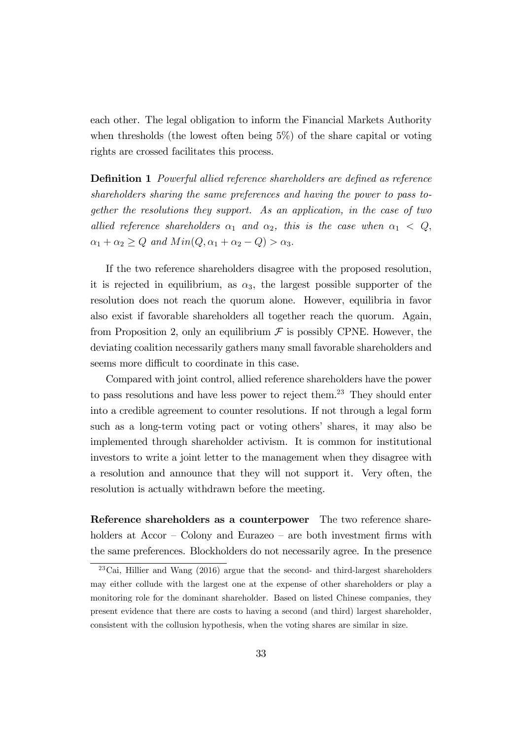each other. The legal obligation to inform the Financial Markets Authority when thresholds (the lowest often being 5%) of the share capital or voting rights are crossed facilitates this process.

**Definition 1** *Powerful allied reference shareholders are defined as reference shareholders sharing the same preferences and having the power to pass together the resolutions they support. As an application, in the case of two allied reference shareholders* $\alpha_1$ *and* $\alpha_2$*, this is the case when* $\alpha_1 < Q$*,* $\alpha_1 + \alpha_2 \geq Q$ *and* $Min(Q, \alpha_1 + \alpha_2 - Q) > \alpha_3$*.*

If the two reference shareholders disagree with the proposed resolution, it is rejected in equilibrium, as $\alpha_3$, the largest possible supporter of the resolution does not reach the quorum alone. However, equilibria in favor also exist if favorable shareholders all together reach the quorum. Again, from Proposition 2, only an equilibrium $\mathcal{F}$ is possibly CPNE. However, the deviating coalition necessarily gathers many small favorable shareholders and seems more difficult to coordinate in this case.

Compared with joint control, allied reference shareholders have the power to pass resolutions and have less power to reject them.[23] They should enter into a credible agreement to counter resolutions. If not through a legal form such as a long-term voting pact or voting others' shares, it may also be implemented through shareholder activism. It is common for institutional investors to write a joint letter to the management when they disagree with a resolution and announce that they will not support it. Very often, the resolution is actually withdrawn before the meeting.

**Reference shareholders as a counterpower** The two reference shareholders at Accor – Colony and Eurazeo – are both investment firms with the same preferences. Blockholders do not necessarily agree. In the presence

[23] Cai, Hillier and Wang (2016) argue that the second- and third-largest shareholders may either collude with the largest one at the expense of other shareholders or play a monitoring role for the dominant shareholder. Based on listed Chinese companies, they present evidence that there are costs to having a second (and third) largest shareholder, consistent with the collusion hypothesis, when the voting shares are similar in size.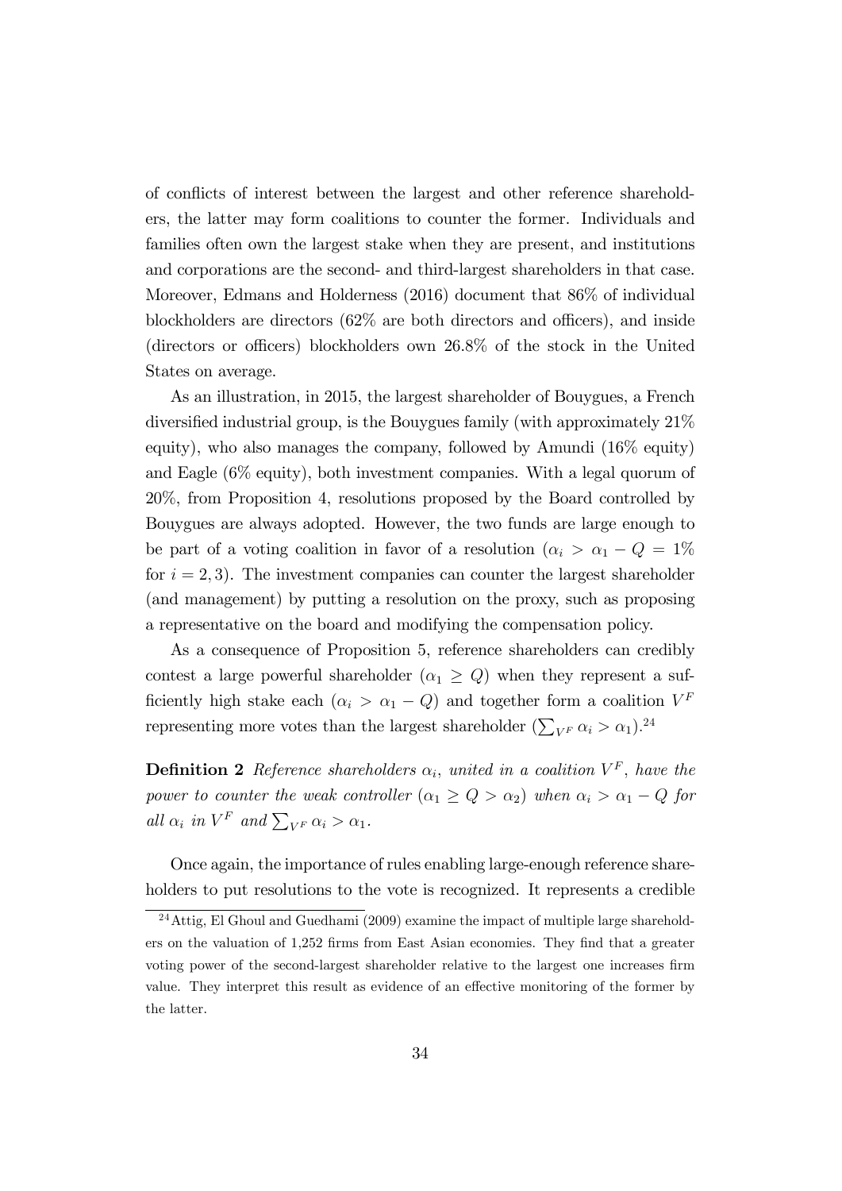of conflicts of interest between the largest and other reference shareholders, the latter may form coalitions to counter the former. Individuals and families often own the largest stake when they are present, and institutions and corporations are the second- and third-largest shareholders in that case. Moreover, Edmans and Holderness (2016) document that 86% of individual blockholders are directors (62% are both directors and officers), and inside (directors or officers) blockholders own 26.8% of the stock in the United States on average.

As an illustration, in 2015, the largest shareholder of Bouygues, a French diversified industrial group, is the Bouygues family (with approximately 21% equity), who also manages the company, followed by Amundi (16% equity) and Eagle (6% equity), both investment companies. With a legal quorum of 20%, from Proposition 4, resolutions proposed by the Board controlled by Bouygues are always adopted. However, the two funds are large enough to be part of a voting coalition in favor of a resolution ($\alpha_i > \alpha_1 - Q = 1\%$ for $i = 2, 3$). The investment companies can counter the largest shareholder (and management) by putting a resolution on the proxy, such as proposing a representative on the board and modifying the compensation policy.

As a consequence of Proposition 5, reference shareholders can credibly contest a large powerful shareholder ($\alpha_1 \geq Q$) when they represent a sufficiently high stake each ($\alpha_i > \alpha_1 - Q$) and together form a coalition $V^F$ representing more votes than the largest shareholder ($\sum_{V^F} \alpha_i > \alpha_1$).[24]

**Definition 2** *Reference shareholders $\alpha_i$, united in a coalition $V^F$, have the power to counter the weak controller ($\alpha_1 \geq Q > \alpha_2$) when $\alpha_i > \alpha_1 - Q$ for all $\alpha_i$ in $V^F$ and $\sum_{V^F} \alpha_i > \alpha_1$.*

Once again, the importance of rules enabling large-enough reference shareholders to put resolutions to the vote is recognized. It represents a credible

[24] Attig, El Ghoul and Guedhami (2009) examine the impact of multiple large shareholders on the valuation of 1,252 firms from East Asian economies. They find that a greater voting power of the second-largest shareholder relative to the largest one increases firm value. They interpret this result as evidence of an effective monitoring of the former by the latter.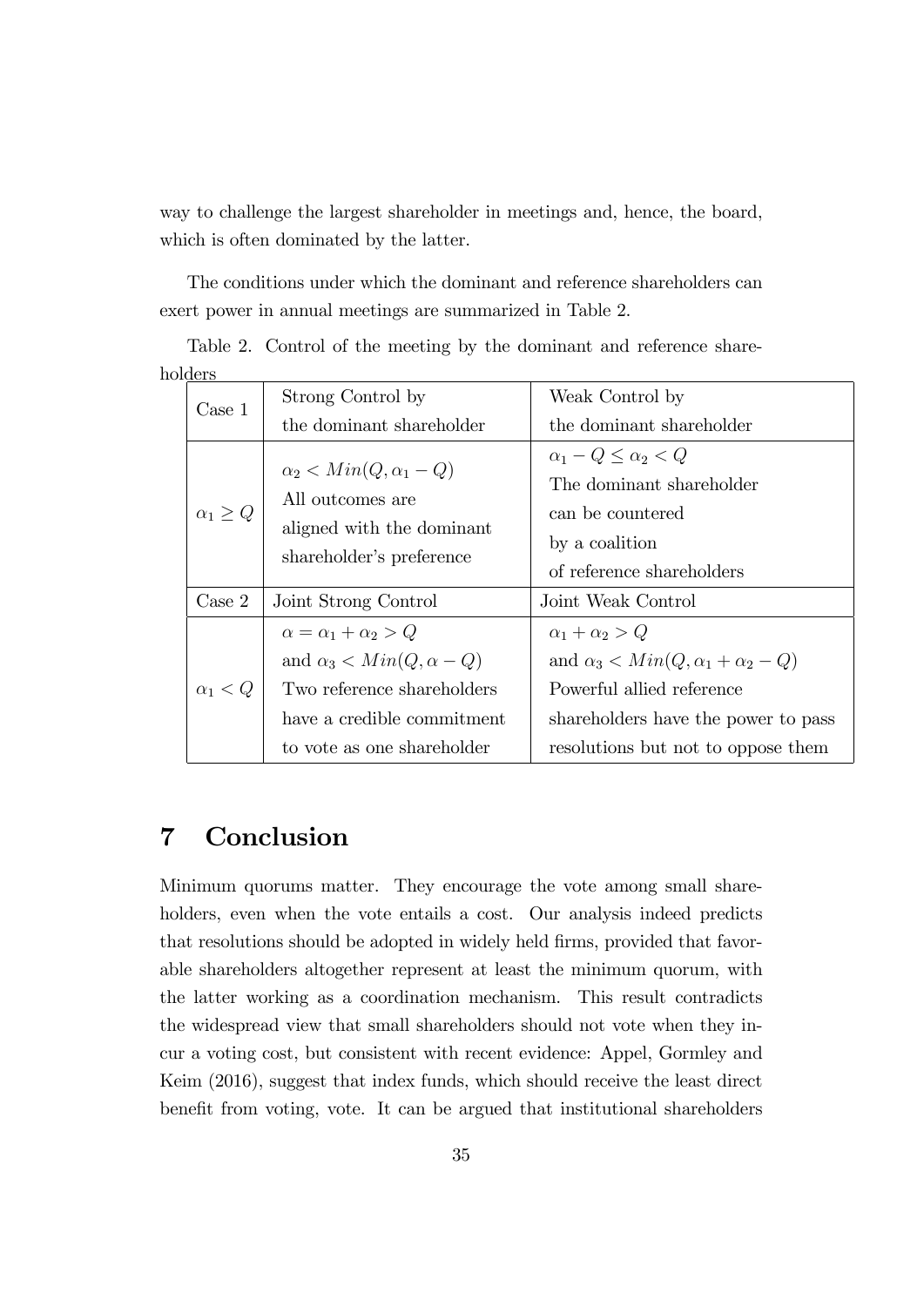way to challenge the largest shareholder in meetings and, hence, the board, which is often dominated by the latter.

The conditions under which the dominant and reference shareholders can exert power in annual meetings are summarized in Table 2.

Table 2. Control of the meeting by the dominant and reference shareholders

| Case 1 | Strong Control by the dominant shareholder | Weak Control by the dominant shareholder |
|---|---|---|
| $\alpha_1 \geq Q$ | $\alpha_2 < Min(Q, \alpha_1 - Q)$ All outcomes are aligned with the dominant shareholder's preference | $\alpha_1 - Q \leq \alpha_2 < Q$ The dominant shareholder can be countered by a coalition of reference shareholders |
| **Case 2** | **Joint Strong Control** | **Joint Weak Control** |
| $\alpha_1 < Q$ | $\alpha = \alpha_1 + \alpha_2 > Q$ and $\alpha_3 < Min(Q, \alpha - Q)$ Two reference shareholders have a credible commitment to vote as one shareholder | $\alpha_1 + \alpha_2 > Q$ and $\alpha_3 < Min(Q, \alpha_1 + \alpha_2 - Q)$ Powerful allied reference shareholders have the power to pass resolutions but not to oppose them |

# 7 Conclusion

Minimum quorums matter. They encourage the vote among small shareholders, even when the vote entails a cost. Our analysis indeed predicts that resolutions should be adopted in widely held firms, provided that favorable shareholders altogether represent at least the minimum quorum, with the latter working as a coordination mechanism. This result contradicts the widespread view that small shareholders should not vote when they incur a voting cost, but consistent with recent evidence: Appel, Gormley and Keim (2016), suggest that index funds, which should receive the least direct benefit from voting, vote. It can be argued that institutional shareholders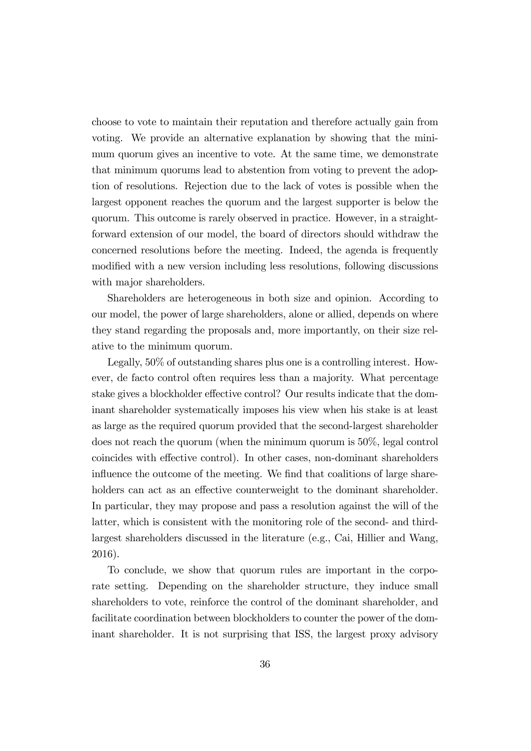choose to vote to maintain their reputation and therefore actually gain from voting. We provide an alternative explanation by showing that the minimum quorum gives an incentive to vote. At the same time, we demonstrate that minimum quorums lead to abstention from voting to prevent the adoption of resolutions. Rejection due to the lack of votes is possible when the largest opponent reaches the quorum and the largest supporter is below the quorum. This outcome is rarely observed in practice. However, in a straightforward extension of our model, the board of directors should withdraw the concerned resolutions before the meeting. Indeed, the agenda is frequently modified with a new version including less resolutions, following discussions with major shareholders.

Shareholders are heterogeneous in both size and opinion. According to our model, the power of large shareholders, alone or allied, depends on where they stand regarding the proposals and, more importantly, on their size relative to the minimum quorum.

Legally, 50% of outstanding shares plus one is a controlling interest. However, de facto control often requires less than a majority. What percentage stake gives a blockholder effective control? Our results indicate that the dominant shareholder systematically imposes his view when his stake is at least as large as the required quorum provided that the second-largest shareholder does not reach the quorum (when the minimum quorum is 50%, legal control coincides with effective control). In other cases, non-dominant shareholders influence the outcome of the meeting. We find that coalitions of large shareholders can act as an effective counterweight to the dominant shareholder. In particular, they may propose and pass a resolution against the will of the latter, which is consistent with the monitoring role of the second- and third-largest shareholders discussed in the literature (e.g., Cai, Hillier and Wang, 2016).

To conclude, we show that quorum rules are important in the corporate setting. Depending on the shareholder structure, they induce small shareholders to vote, reinforce the control of the dominant shareholder, and facilitate coordination between blockholders to counter the power of the dominant shareholder. It is not surprising that ISS, the largest proxy advisory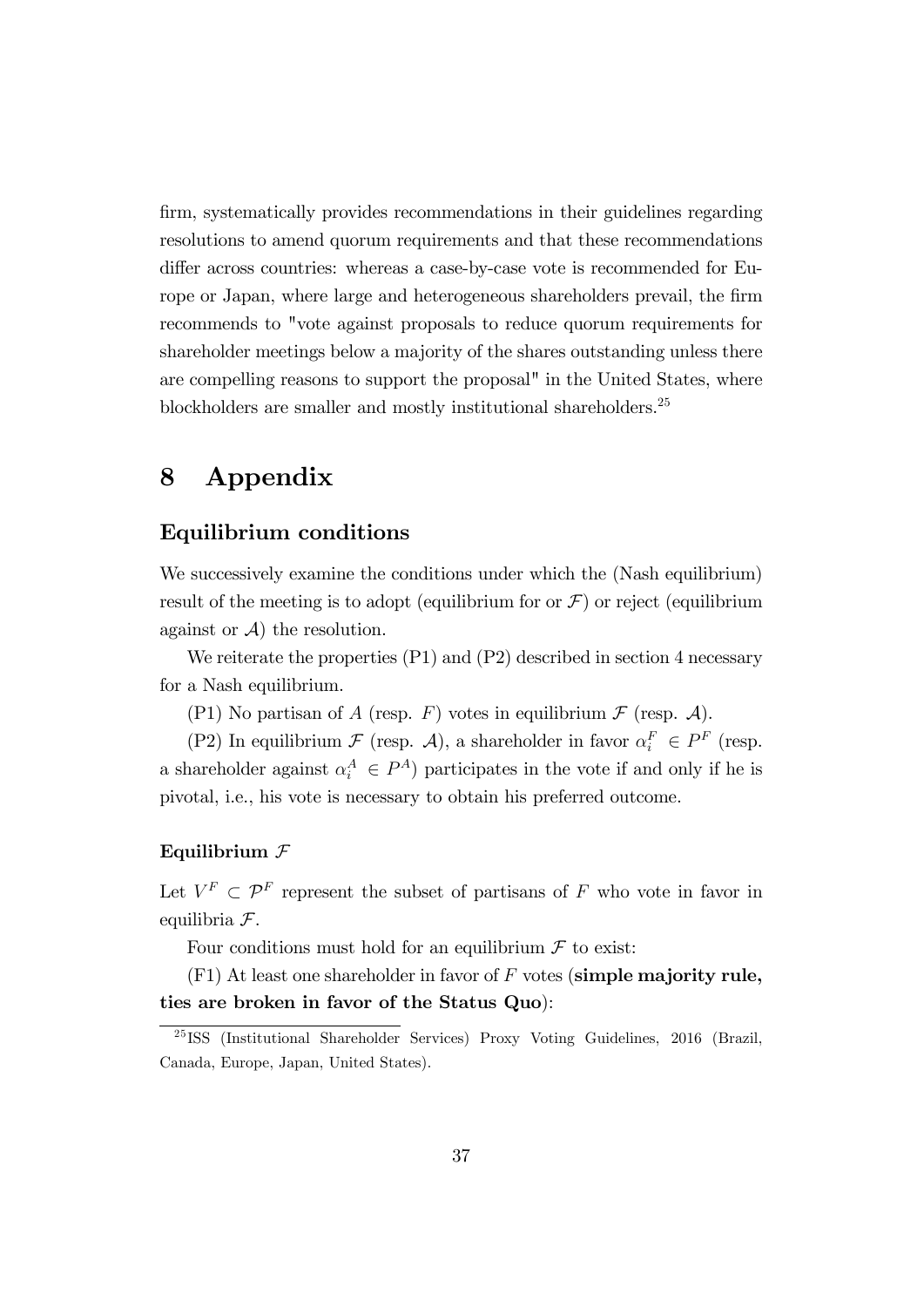firm, systematically provides recommendations in their guidelines regarding resolutions to amend quorum requirements and that these recommendations differ across countries: whereas a case-by-case vote is recommended for Europe or Japan, where large and heterogeneous shareholders prevail, the firm recommends to "vote against proposals to reduce quorum requirements for shareholder meetings below a majority of the shares outstanding unless there are compelling reasons to support the proposal" in the United States, where blockholders are smaller and mostly institutional shareholders.[25]

# 8 Appendix

## Equilibrium conditions

We successively examine the conditions under which the (Nash equilibrium) result of the meeting is to adopt (equilibrium for or $\mathcal{F}$) or reject (equilibrium against or $\mathcal{A}$) the resolution.

We reiterate the properties (P1) and (P2) described in section 4 necessary for a Nash equilibrium.

(P1) No partisan of $A$ (resp. $F$) votes in equilibrium $\mathcal{F}$ (resp. $\mathcal{A}$).

(P2) In equilibrium $\mathcal{F}$ (resp. $\mathcal{A}$), a shareholder in favor $\alpha_i^F \in P^F$ (resp. a shareholder against $\alpha_i^A \in P^A$) participates in the vote if and only if he is pivotal, i.e., his vote is necessary to obtain his preferred outcome.

### Equilibrium $\mathcal{F}$

Let $V^F \subset \mathcal{P}^F$ represent the subset of partisans of $F$ who vote in favor in equilibria $\mathcal{F}$.

Four conditions must hold for an equilibrium $\mathcal{F}$ to exist:

(F1) At least one shareholder in favor of $F$ votes (**simple majority rule, ties are broken in favor of the Status Quo**):

[25] ISS (Institutional Shareholder Services) Proxy Voting Guidelines, 2016 (Brazil, Canada, Europe, Japan, United States).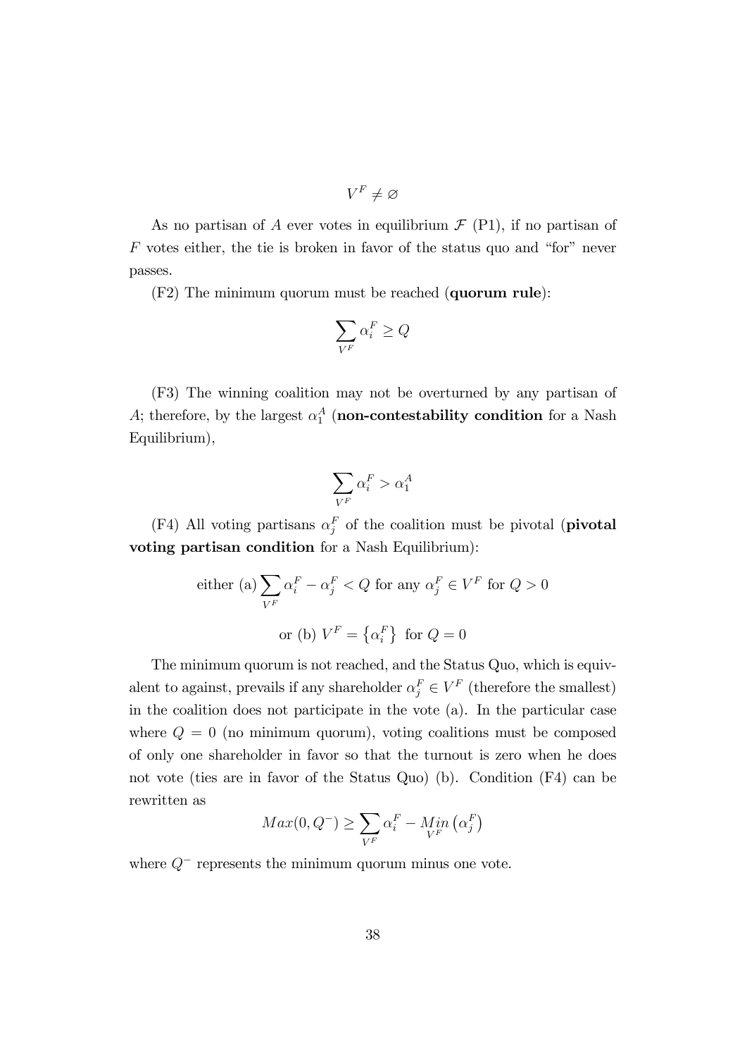$$V^F \neq \varnothing$$

As no partisan of $A$ ever votes in equilibrium $\mathcal{F}$ (P1), if no partisan of $F$ votes either, the tie is broken in favor of the status quo and "for" never passes.

(F2) The minimum quorum must be reached (**quorum rule**):

$$\sum_{V^F} \alpha_i^F \geq Q$$

(F3) The winning coalition may not be overturned by any partisan of $A$; therefore, by the largest $\alpha_1^A$ (**non-contestability condition** for a Nash Equilibrium),

$$\sum_{V^F} \alpha_i^F > \alpha_1^A$$

(F4) All voting partisans $\alpha_j^F$ of the coalition must be pivotal (**pivotal voting partisan condition** for a Nash Equilibrium):

$$\text{either (a)} \sum_{V^F} \alpha_i^F - \alpha_j^F < Q \text{ for any } \alpha_j^F \in V^F \text{ for } Q > 0$$

$$\text{or (b) } V^F = \left\{\alpha_i^F\right\} \text{ for } Q = 0$$

The minimum quorum is not reached, and the Status Quo, which is equivalent to against, prevails if any shareholder $\alpha_j^F \in V^F$ (therefore the smallest) in the coalition does not participate in the vote (a). In the particular case where $Q = 0$ (no minimum quorum), voting coalitions must be composed of only one shareholder in favor so that the turnout is zero when he does not vote (ties are in favor of the Status Quo) (b). Condition (F4) can be rewritten as

$$Max(0, Q^-) \geq \sum_{V^F} \alpha_i^F - \underset{V^F}{Min}\left(\alpha_j^F\right)$$

where $Q^-$ represents the minimum quorum minus one vote.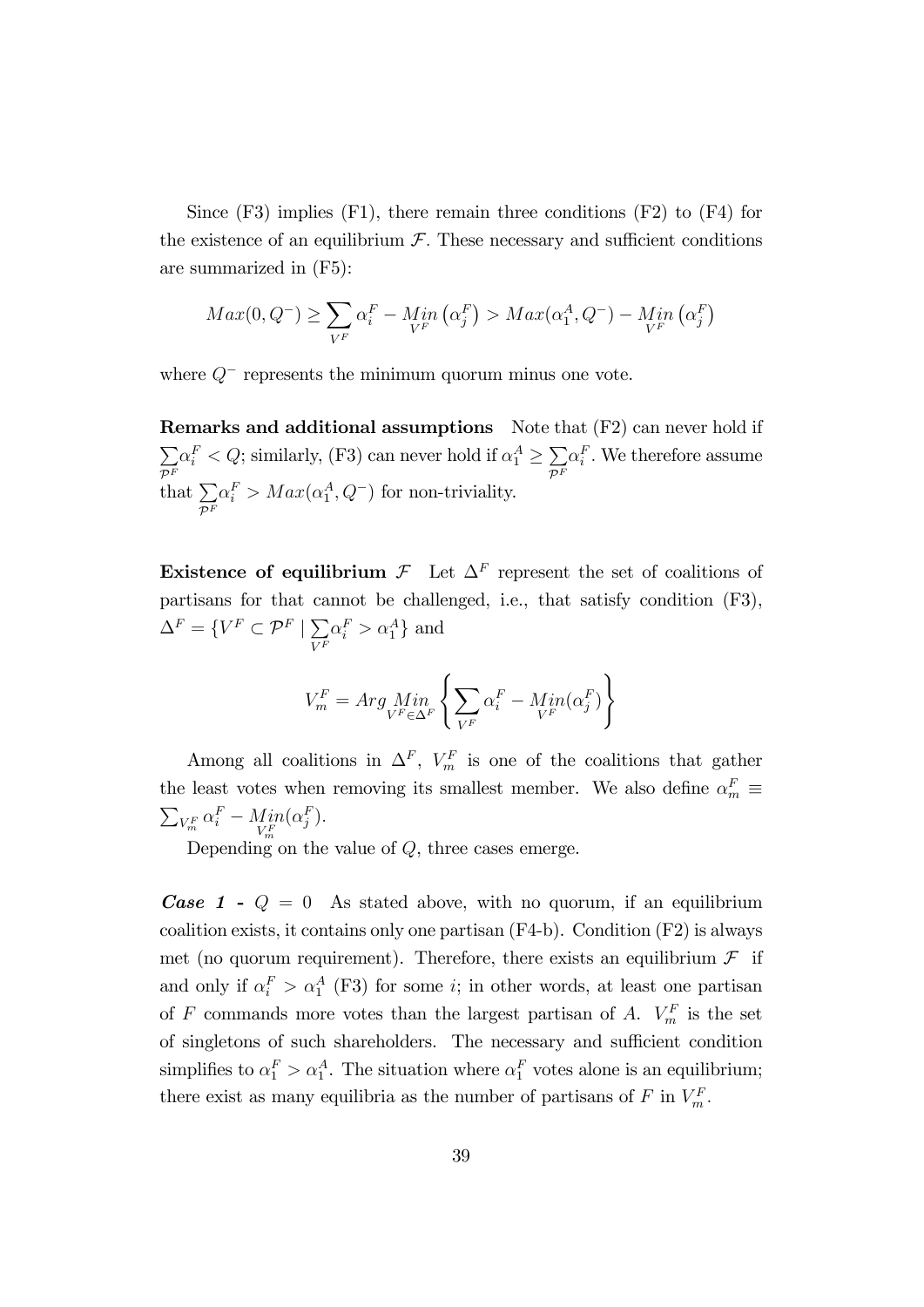Since (F3) implies (F1), there remain three conditions (F2) to (F4) for the existence of an equilibrium $\mathcal{F}$. These necessary and sufficient conditions are summarized in (F5):

$$Max(0,Q^{-}) \geq \sum_{V^F} \alpha_i^F - \underset{V^F}{Min}\left(\alpha_j^F\right) > Max(\alpha_1^A, Q^{-}) - \underset{V^F}{Min}\left(\alpha_j^F\right)$$

where $Q^{-}$ represents the minimum quorum minus one vote.

**Remarks and additional assumptions** Note that (F2) can never hold if $\sum_{\mathcal{P}^F} \alpha_i^F < Q$; similarly, (F3) can never hold if $\alpha_1^A \geq \sum_{\mathcal{P}^F} \alpha_i^F$. We therefore assume that $\sum_{\mathcal{P}^F} \alpha_i^F > Max(\alpha_1^A, Q^{-})$ for non-triviality.

**Existence of equilibrium $\mathcal{F}$** Let $\Delta^F$ represent the set of coalitions of partisans for that cannot be challenged, i.e., that satisfy condition (F3), $\Delta^F = \{V^F \subset \mathcal{P}^F \mid \sum_{V^F} \alpha_i^F > \alpha_1^A\}$ and

$$V_m^F = Arg \underset{V^F \in \Delta^F}{Min} \left\{ \sum_{V^F} \alpha_i^F - \underset{V^F}{Min}(\alpha_j^F) \right\}$$

Among all coalitions in $\Delta^F$, $V_m^F$ is one of the coalitions that gather the least votes when removing its smallest member. We also define $\alpha_m^F \equiv \sum_{V_m^F} \alpha_i^F - \underset{V_m^F}{Min}(\alpha_j^F)$.

Depending on the value of $Q$, three cases emerge.

***Case 1 -*** $Q = 0$ As stated above, with no quorum, if an equilibrium coalition exists, it contains only one partisan (F4-b). Condition (F2) is always met (no quorum requirement). Therefore, there exists an equilibrium $\mathcal{F}$ if and only if $\alpha_i^F > \alpha_1^A$ (F3) for some $i$; in other words, at least one partisan of $F$ commands more votes than the largest partisan of $A$. $V_m^F$ is the set of singletons of such shareholders. The necessary and sufficient condition simplifies to $\alpha_1^F > \alpha_1^A$. The situation where $\alpha_1^F$ votes alone is an equilibrium; there exist as many equilibria as the number of partisans of $F$ in $V_m^F$.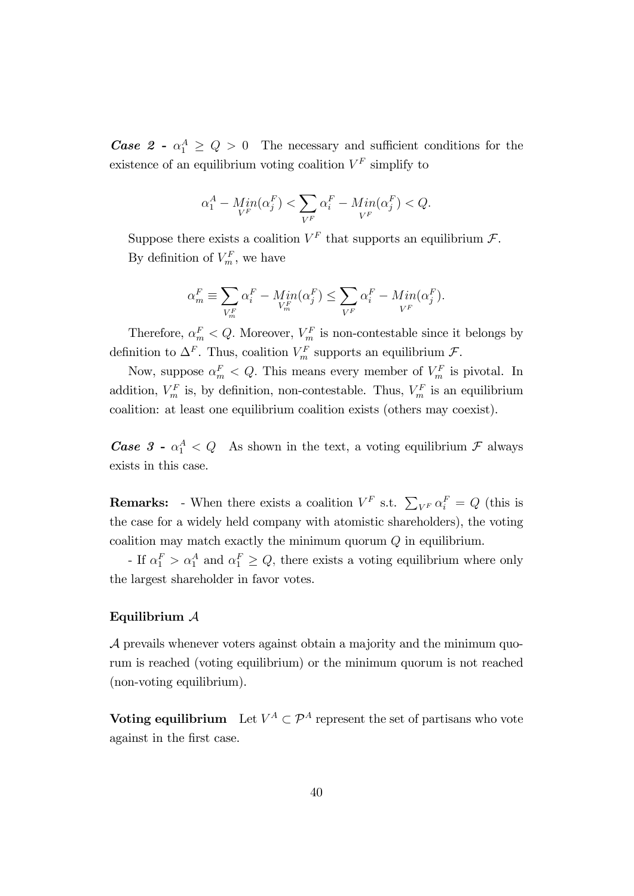***Case 2 -*** $\alpha_1^A \geq Q > 0$ The necessary and sufficient conditions for the existence of an equilibrium voting coalition $V^F$ simplify to

$$\alpha_1^A - \underset{V^F}{Min}(\alpha_j^F) < \sum_{V^F} \alpha_i^F - \underset{V^F}{Min}(\alpha_j^F) < Q.$$

Suppose there exists a coalition $V^F$ that supports an equilibrium $\mathcal{F}$.

By definition of $V_m^F$, we have

$$\alpha_m^F \equiv \sum_{V_m^F} \alpha_i^F - \underset{V_m^F}{Min}(\alpha_j^F) \leq \sum_{V^F} \alpha_i^F - \underset{V^F}{Min}(\alpha_j^F).$$

Therefore, $\alpha_m^F < Q$. Moreover, $V_m^F$ is non-contestable since it belongs by definition to $\Delta^F$. Thus, coalition $V_m^F$ supports an equilibrium $\mathcal{F}$.

Now, suppose $\alpha_m^F < Q$. This means every member of $V_m^F$ is pivotal. In addition, $V_m^F$ is, by definition, non-contestable. Thus, $V_m^F$ is an equilibrium coalition: at least one equilibrium coalition exists (others may coexist).

***Case 3 -*** $\alpha_1^A < Q$ As shown in the text, a voting equilibrium $\mathcal{F}$ always exists in this case.

**Remarks:** - When there exists a coalition $V^F$ s.t. $\sum_{V^F} \alpha_i^F = Q$ (this is the case for a widely held company with atomistic shareholders), the voting coalition may match exactly the minimum quorum $Q$ in equilibrium.

- If $\alpha_1^F > \alpha_1^A$ and $\alpha_1^F \geq Q$, there exists a voting equilibrium where only the largest shareholder in favor votes.

### Equilibrium $\mathcal{A}$

$\mathcal{A}$ prevails whenever voters against obtain a majority and the minimum quorum is reached (voting equilibrium) or the minimum quorum is not reached (non-voting equilibrium).

**Voting equilibrium** Let $V^A \subset \mathcal{P}^A$ represent the set of partisans who vote against in the first case.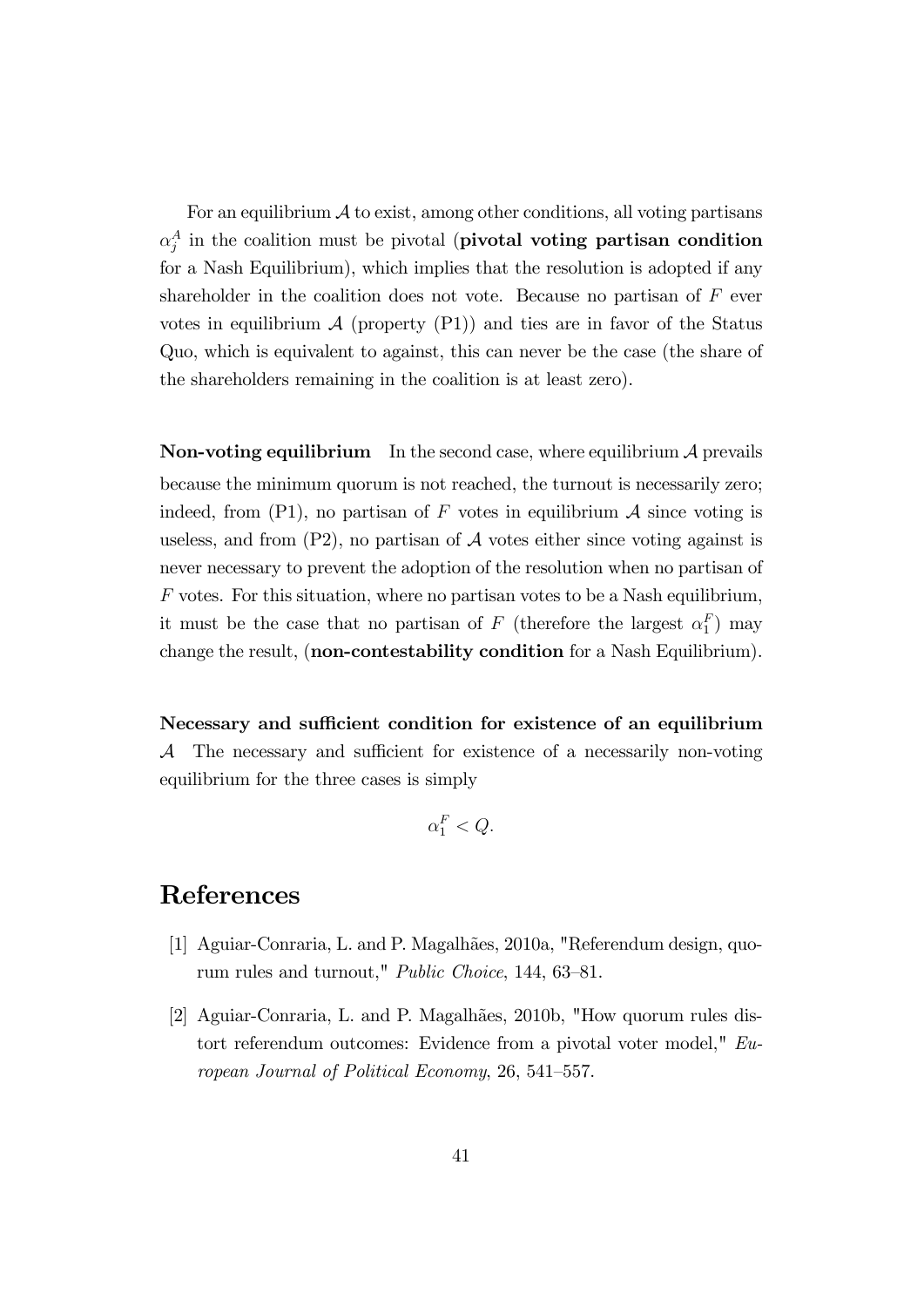For an equilibrium $\mathcal{A}$ to exist, among other conditions, all voting partisans $\alpha_j^A$ in the coalition must be pivotal (**pivotal voting partisan condition** for a Nash Equilibrium), which implies that the resolution is adopted if any shareholder in the coalition does not vote. Because no partisan of $F$ ever votes in equilibrium $\mathcal{A}$ (property (P1)) and ties are in favor of the Status Quo, which is equivalent to against, this can never be the case (the share of the shareholders remaining in the coalition is at least zero).

**Non-voting equilibrium** In the second case, where equilibrium $\mathcal{A}$ prevails because the minimum quorum is not reached, the turnout is necessarily zero; indeed, from (P1), no partisan of $F$ votes in equilibrium $\mathcal{A}$ since voting is useless, and from (P2), no partisan of $\mathcal{A}$ votes either since voting against is never necessary to prevent the adoption of the resolution when no partisan of $F$ votes. For this situation, where no partisan votes to be a Nash equilibrium, it must be the case that no partisan of $F$ (therefore the largest $\alpha_1^F$) may change the result, (**non-contestability condition** for a Nash Equilibrium).

**Necessary and sufficient condition for existence of an equilibrium $\mathcal{A}$** The necessary and sufficient for existence of a necessarily non-voting equilibrium for the three cases is simply

$$\alpha_1^F < Q.$$

# References

[1] Aguiar-Conraria, L. and P. Magalhães, 2010a, "Referendum design, quorum rules and turnout," *Public Choice*, 144, 63–81.

[2] Aguiar-Conraria, L. and P. Magalhães, 2010b, "How quorum rules distort referendum outcomes: Evidence from a pivotal voter model," *European Journal of Political Economy*, 26, 541–557.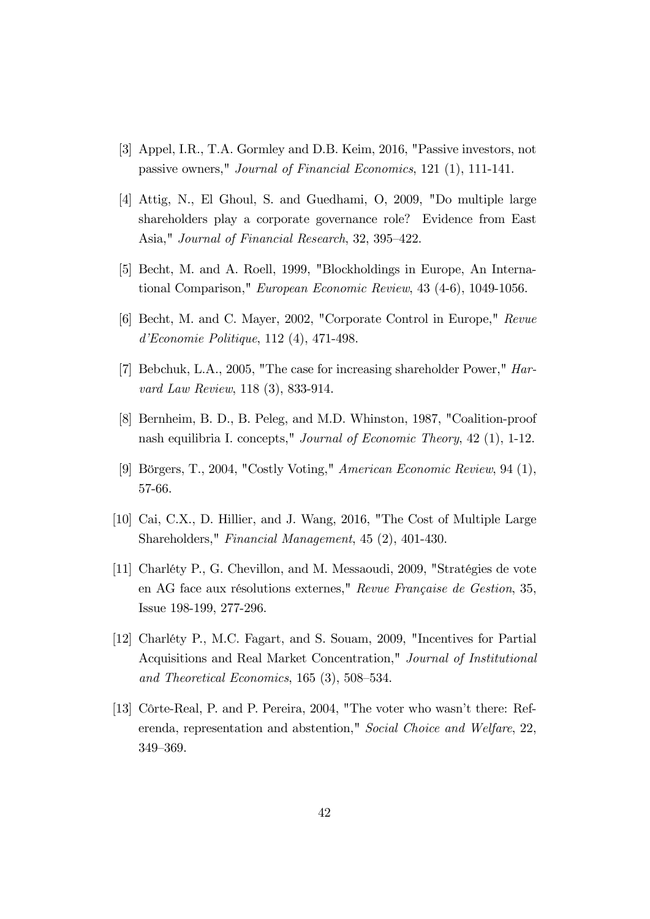[3] Appel, I.R., T.A. Gormley and D.B. Keim, 2016, "Passive investors, not passive owners," *Journal of Financial Economics*, 121 (1), 111-141.

[4] Attig, N., El Ghoul, S. and Guedhami, O, 2009, "Do multiple large shareholders play a corporate governance role? Evidence from East Asia," *Journal of Financial Research*, 32, 395–422.

[5] Becht, M. and A. Roell, 1999, "Blockholdings in Europe, An International Comparison," *European Economic Review*, 43 (4-6), 1049-1056.

[6] Becht, M. and C. Mayer, 2002, "Corporate Control in Europe," *Revue d'Economie Politique*, 112 (4), 471-498.

[7] Bebchuk, L.A., 2005, "The case for increasing shareholder Power," *Harvard Law Review*, 118 (3), 833-914.

[8] Bernheim, B. D., B. Peleg, and M.D. Whinston, 1987, "Coalition-proof nash equilibria I. concepts," *Journal of Economic Theory*, 42 (1), 1-12.

[9] Börgers, T., 2004, "Costly Voting," *American Economic Review*, 94 (1), 57-66.

[10] Cai, C.X., D. Hillier, and J. Wang, 2016, "The Cost of Multiple Large Shareholders," *Financial Management*, 45 (2), 401-430.

[11] Charléty P., G. Chevillon, and M. Messaoudi, 2009, "Stratégies de vote en AG face aux résolutions externes," *Revue Française de Gestion*, 35, Issue 198-199, 277-296.

[12] Charléty P., M.C. Fagart, and S. Souam, 2009, "Incentives for Partial Acquisitions and Real Market Concentration," *Journal of Institutional and Theoretical Economics*, 165 (3), 508–534.

[13] Côrte-Real, P. and P. Pereira, 2004, "The voter who wasn't there: Referenda, representation and abstention," *Social Choice and Welfare*, 22, 349–369.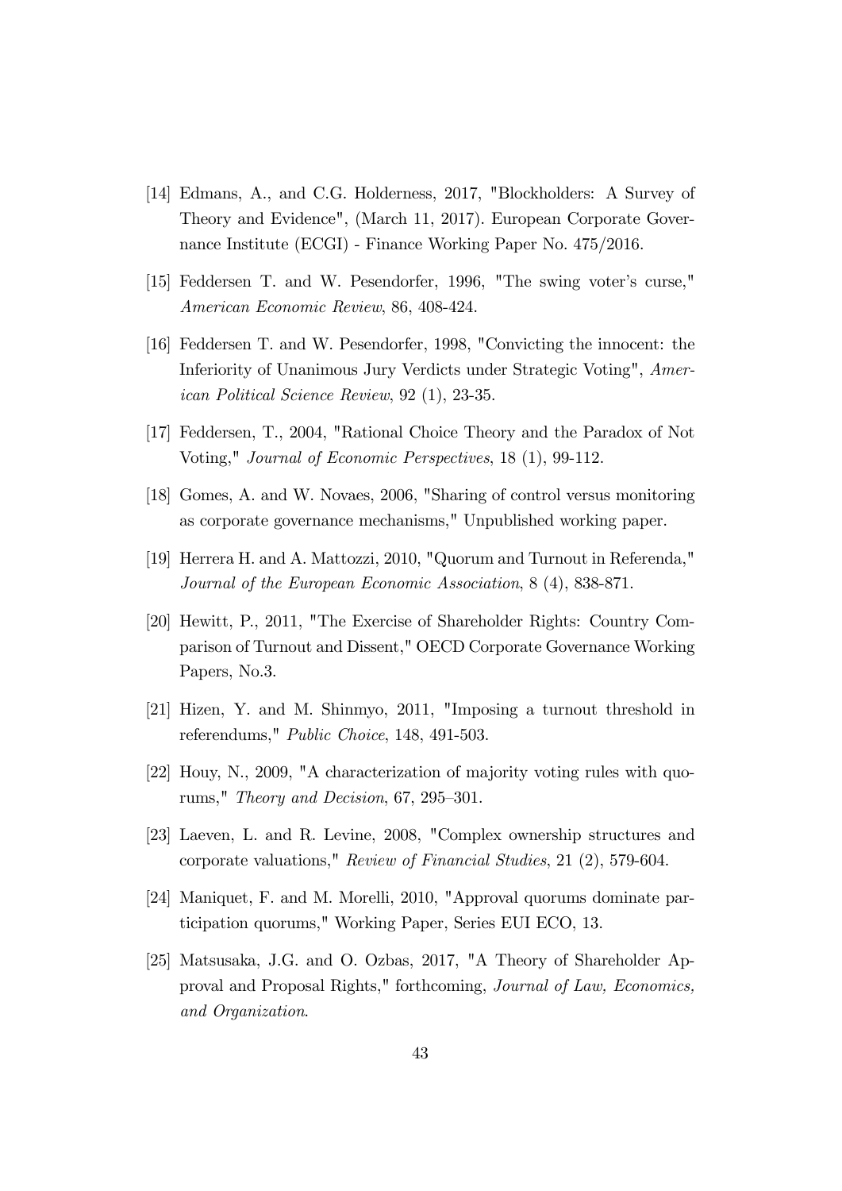[14] Edmans, A., and C.G. Holderness, 2017, "Blockholders: A Survey of Theory and Evidence", (March 11, 2017). European Corporate Governance Institute (ECGI) - Finance Working Paper No. 475/2016.

[15] Feddersen T. and W. Pesendorfer, 1996, "The swing voter's curse," *American Economic Review*, 86, 408-424.

[16] Feddersen T. and W. Pesendorfer, 1998, "Convicting the innocent: the Inferiority of Unanimous Jury Verdicts under Strategic Voting", *American Political Science Review*, 92 (1), 23-35.

[17] Feddersen, T., 2004, "Rational Choice Theory and the Paradox of Not Voting," *Journal of Economic Perspectives*, 18 (1), 99-112.

[18] Gomes, A. and W. Novaes, 2006, "Sharing of control versus monitoring as corporate governance mechanisms," Unpublished working paper.

[19] Herrera H. and A. Mattozzi, 2010, "Quorum and Turnout in Referenda," *Journal of the European Economic Association*, 8 (4), 838-871.

[20] Hewitt, P., 2011, "The Exercise of Shareholder Rights: Country Comparison of Turnout and Dissent," OECD Corporate Governance Working Papers, No.3.

[21] Hizen, Y. and M. Shinmyo, 2011, "Imposing a turnout threshold in referendums," *Public Choice*, 148, 491-503.

[22] Houy, N., 2009, "A characterization of majority voting rules with quorums," *Theory and Decision*, 67, 295–301.

[23] Laeven, L. and R. Levine, 2008, "Complex ownership structures and corporate valuations," *Review of Financial Studies*, 21 (2), 579-604.

[24] Maniquet, F. and M. Morelli, 2010, "Approval quorums dominate participation quorums," Working Paper, Series EUI ECO, 13.

[25] Matsusaka, J.G. and O. Ozbas, 2017, "A Theory of Shareholder Approval and Proposal Rights," forthcoming, *Journal of Law, Economics, and Organization*.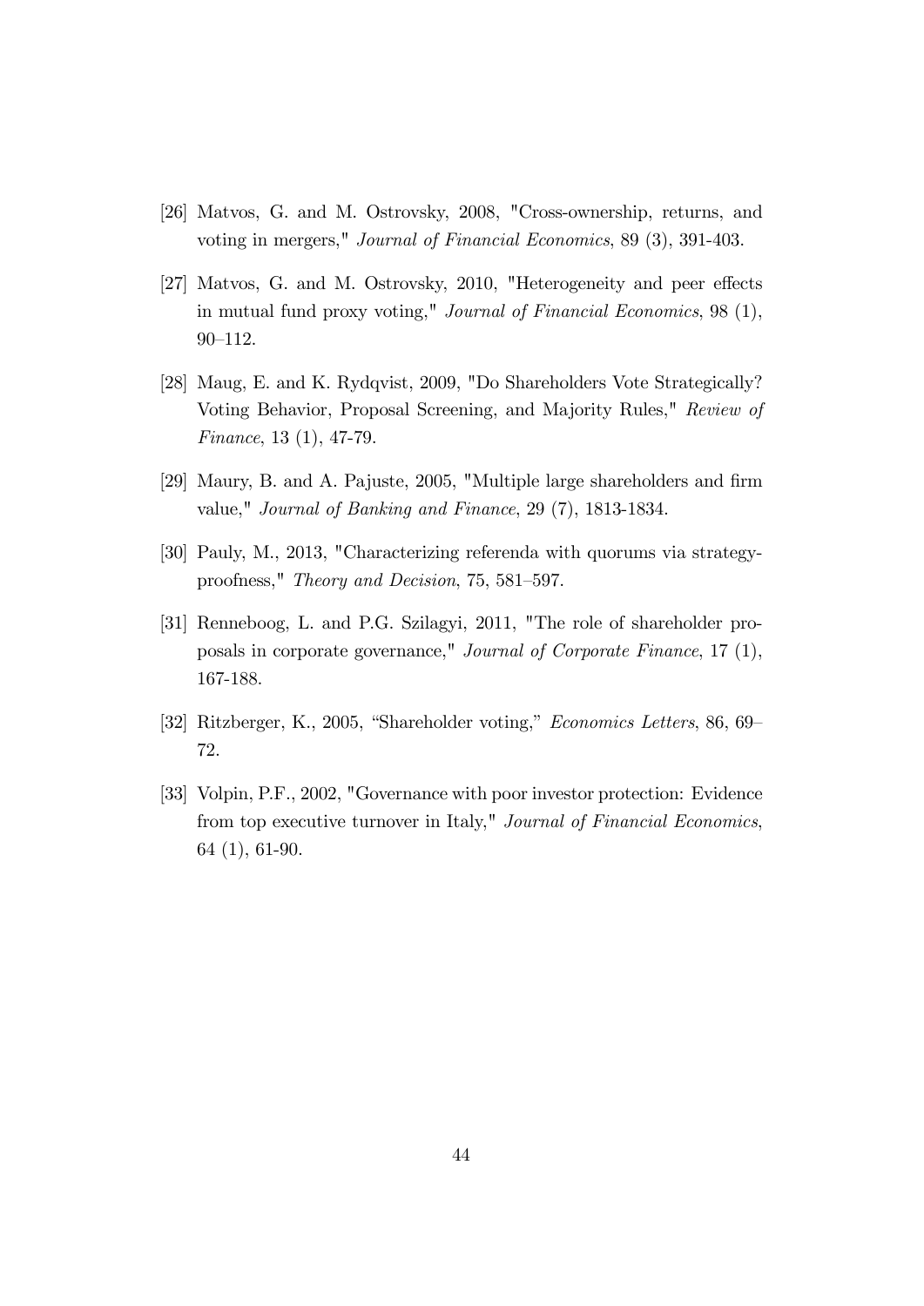[26] Matvos, G. and M. Ostrovsky, 2008, "Cross-ownership, returns, and voting in mergers," *Journal of Financial Economics*, 89 (3), 391-403.

[27] Matvos, G. and M. Ostrovsky, 2010, "Heterogeneity and peer effects in mutual fund proxy voting," *Journal of Financial Economics*, 98 (1), 90–112.

[28] Maug, E. and K. Rydqvist, 2009, "Do Shareholders Vote Strategically? Voting Behavior, Proposal Screening, and Majority Rules," *Review of Finance*, 13 (1), 47-79.

[29] Maury, B. and A. Pajuste, 2005, "Multiple large shareholders and firm value," *Journal of Banking and Finance*, 29 (7), 1813-1834.

[30] Pauly, M., 2013, "Characterizing referenda with quorums via strategy-proofness," *Theory and Decision*, 75, 581–597.

[31] Renneboog, L. and P.G. Szilagyi, 2011, "The role of shareholder proposals in corporate governance," *Journal of Corporate Finance*, 17 (1), 167-188.

[32] Ritzberger, K., 2005, "Shareholder voting," *Economics Letters*, 86, 69–72.

[33] Volpin, P.F., 2002, "Governance with poor investor protection: Evidence from top executive turnover in Italy," *Journal of Financial Economics*, 64 (1), 61-90.